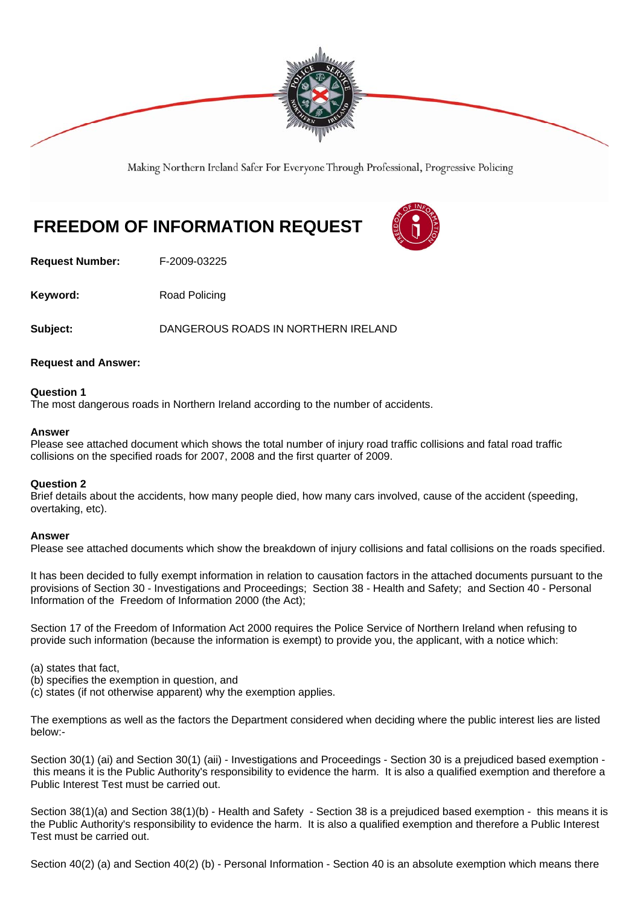Making Northern Ireland Safer For Everyone Through Professional, Progressive Policing

# FREEDOM OF INFORMATION REQUEST

**Request Number:** F-2009-03225

**Keyword:** Road Policing

**Subject:** DANGEROUS ROADS IN NORTHERN IRELAND

**Request and Answer:**

**Question 1**
The most dangerous roads in Northern Ireland according to the number of accidents.

**Answer**
Please see attached document which shows the total number of injury road traffic collisions and fatal road traffic collisions on the specified roads for 2007, 2008 and the first quarter of 2009.

**Question 2**
Brief details about the accidents, how many people died, how many cars involved, cause of the accident (speeding, overtaking, etc).

**Answer**
Please see attached documents which show the breakdown of injury collisions and fatal collisions on the roads specified.

It has been decided to fully exempt information in relation to causation factors in the attached documents pursuant to the provisions of Section 30 - Investigations and Proceedings; Section 38 - Health and Safety; and Section 40 - Personal Information of the Freedom of Information 2000 (the Act);

Section 17 of the Freedom of Information Act 2000 requires the Police Service of Northern Ireland when refusing to provide such information (because the information is exempt) to provide you, the applicant, with a notice which:

(a) states that fact,
(b) specifies the exemption in question, and
(c) states (if not otherwise apparent) why the exemption applies.

The exemptions as well as the factors the Department considered when deciding where the public interest lies are listed below:-

Section 30(1) (ai) and Section 30(1) (aii) - Investigations and Proceedings - Section 30 is a prejudiced based exemption - this means it is the Public Authority's responsibility to evidence the harm. It is also a qualified exemption and therefore a Public Interest Test must be carried out.

Section 38(1)(a) and Section 38(1)(b) - Health and Safety - Section 38 is a prejudiced based exemption - this means it is the Public Authority's responsibility to evidence the harm. It is also a qualified exemption and therefore a Public Interest Test must be carried out.

Section 40(2) (a) and Section 40(2) (b) - Personal Information - Section 40 is an absolute exemption which means there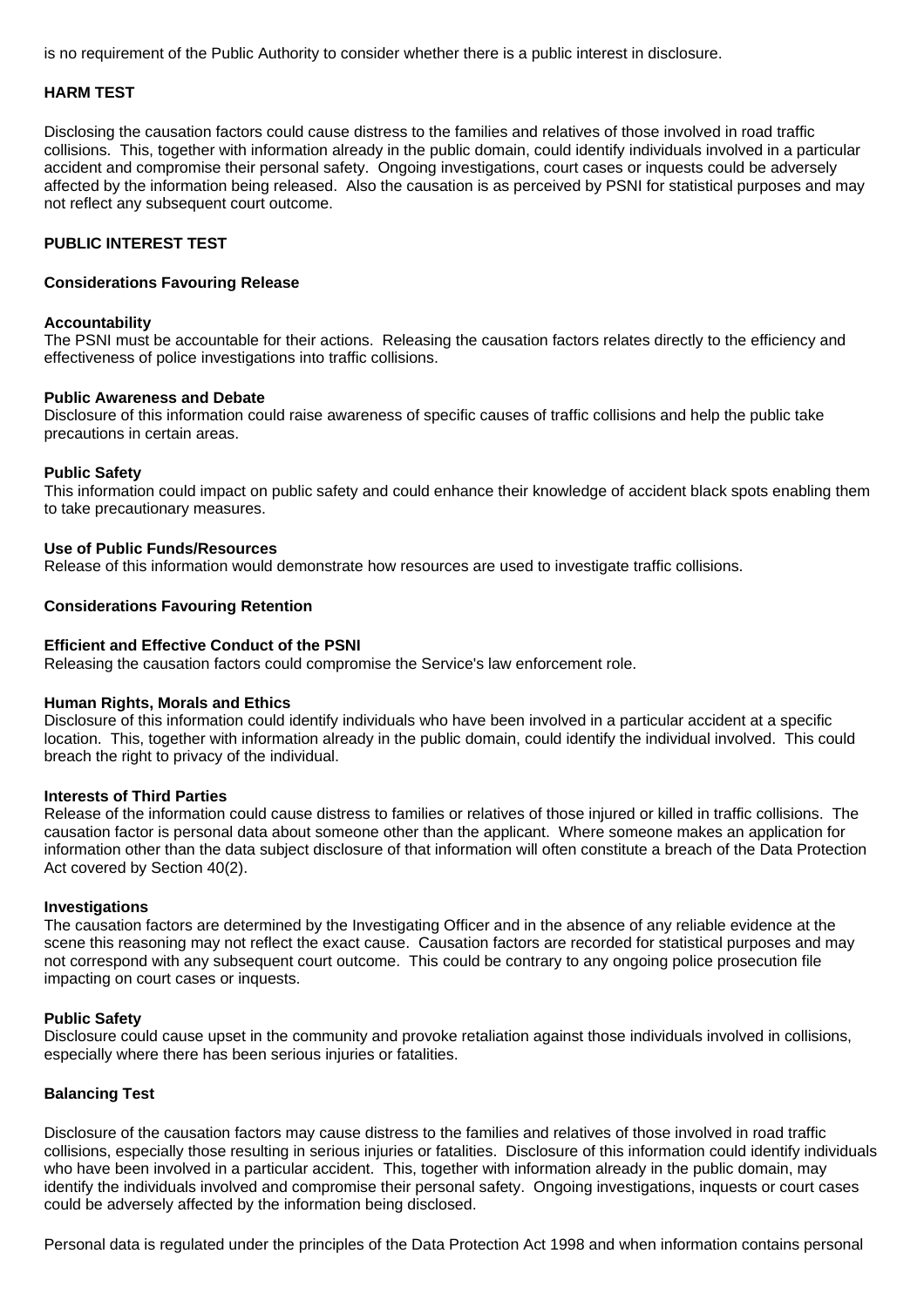is no requirement of the Public Authority to consider whether there is a public interest in disclosure.

**HARM TEST**

Disclosing the causation factors could cause distress to the families and relatives of those involved in road traffic collisions. This, together with information already in the public domain, could identify individuals involved in a particular accident and compromise their personal safety. Ongoing investigations, court cases or inquests could be adversely affected by the information being released. Also the causation is as perceived by PSNI for statistical purposes and may not reflect any subsequent court outcome.

**PUBLIC INTEREST TEST**

**Considerations Favouring Release**

**Accountability**
The PSNI must be accountable for their actions. Releasing the causation factors relates directly to the efficiency and effectiveness of police investigations into traffic collisions.

**Public Awareness and Debate**
Disclosure of this information could raise awareness of specific causes of traffic collisions and help the public take precautions in certain areas.

**Public Safety**
This information could impact on public safety and could enhance their knowledge of accident black spots enabling them to take precautionary measures.

**Use of Public Funds/Resources**
Release of this information would demonstrate how resources are used to investigate traffic collisions.

**Considerations Favouring Retention**

**Efficient and Effective Conduct of the PSNI**
Releasing the causation factors could compromise the Service's law enforcement role.

**Human Rights, Morals and Ethics**
Disclosure of this information could identify individuals who have been involved in a particular accident at a specific location. This, together with information already in the public domain, could identify the individual involved. This could breach the right to privacy of the individual.

**Interests of Third Parties**
Release of the information could cause distress to families or relatives of those injured or killed in traffic collisions. The causation factor is personal data about someone other than the applicant. Where someone makes an application for information other than the data subject disclosure of that information will often constitute a breach of the Data Protection Act covered by Section 40(2).

**Investigations**
The causation factors are determined by the Investigating Officer and in the absence of any reliable evidence at the scene this reasoning may not reflect the exact cause. Causation factors are recorded for statistical purposes and may not correspond with any subsequent court outcome. This could be contrary to any ongoing police prosecution file impacting on court cases or inquests.

**Public Safety**
Disclosure could cause upset in the community and provoke retaliation against those individuals involved in collisions, especially where there has been serious injuries or fatalities.

**Balancing Test**

Disclosure of the causation factors may cause distress to the families and relatives of those involved in road traffic collisions, especially those resulting in serious injuries or fatalities. Disclosure of this information could identify individuals who have been involved in a particular accident. This, together with information already in the public domain, may identify the individuals involved and compromise their personal safety. Ongoing investigations, inquests or court cases could be adversely affected by the information being disclosed.

Personal data is regulated under the principles of the Data Protection Act 1998 and when information contains personal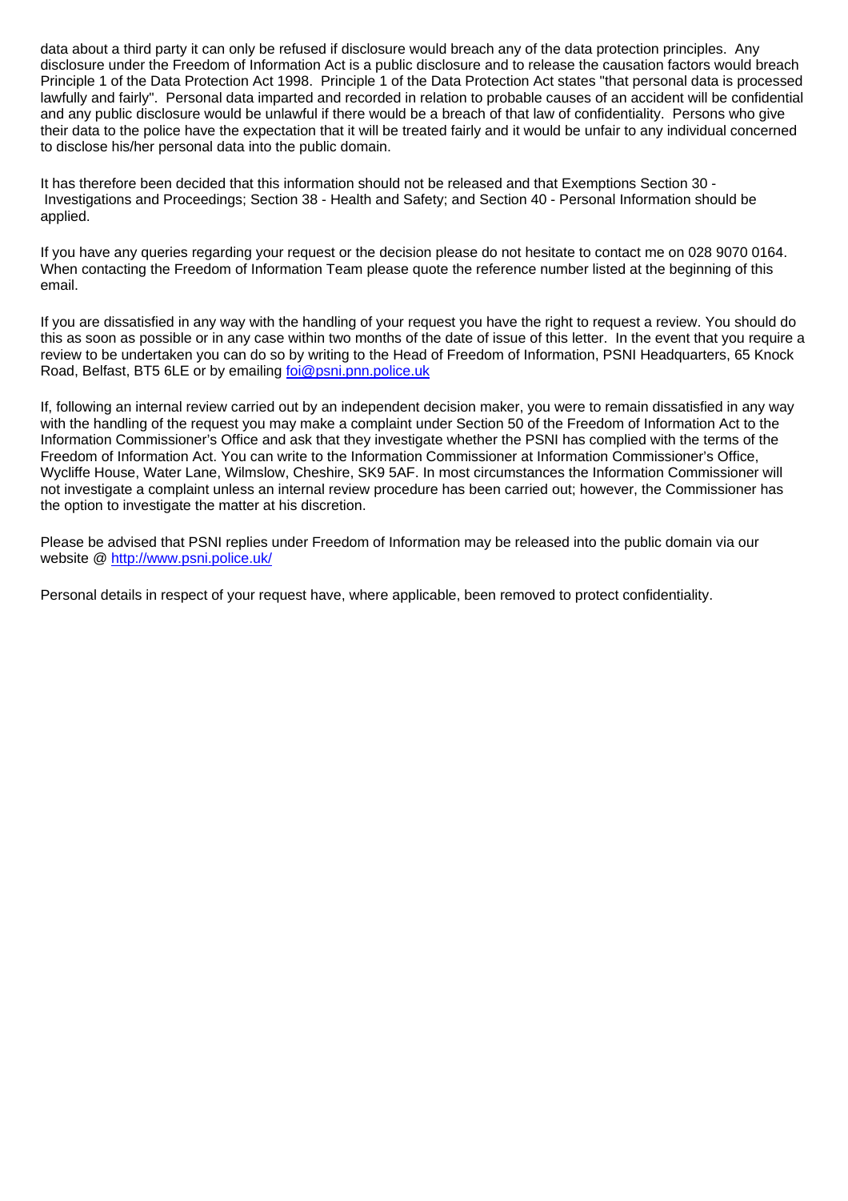data about a third party it can only be refused if disclosure would breach any of the data protection principles. Any disclosure under the Freedom of Information Act is a public disclosure and to release the causation factors would breach Principle 1 of the Data Protection Act 1998. Principle 1 of the Data Protection Act states "that personal data is processed lawfully and fairly". Personal data imparted and recorded in relation to probable causes of an accident will be confidential and any public disclosure would be unlawful if there would be a breach of that law of confidentiality. Persons who give their data to the police have the expectation that it will be treated fairly and it would be unfair to any individual concerned to disclose his/her personal data into the public domain.

It has therefore been decided that this information should not be released and that Exemptions Section 30 - Investigations and Proceedings; Section 38 - Health and Safety; and Section 40 - Personal Information should be applied.

If you have any queries regarding your request or the decision please do not hesitate to contact me on 028 9070 0164. When contacting the Freedom of Information Team please quote the reference number listed at the beginning of this email.

If you are dissatisfied in any way with the handling of your request you have the right to request a review. You should do this as soon as possible or in any case within two months of the date of issue of this letter. In the event that you require a review to be undertaken you can do so by writing to the Head of Freedom of Information, PSNI Headquarters, 65 Knock Road, Belfast, BT5 6LE or by emailing [foi@psni.pnn.police.uk](mailto:foi@psni.pnn.police.uk)

If, following an internal review carried out by an independent decision maker, you were to remain dissatisfied in any way with the handling of the request you may make a complaint under Section 50 of the Freedom of Information Act to the Information Commissioner's Office and ask that they investigate whether the PSNI has complied with the terms of the Freedom of Information Act. You can write to the Information Commissioner at Information Commissioner's Office, Wycliffe House, Water Lane, Wilmslow, Cheshire, SK9 5AF. In most circumstances the Information Commissioner will not investigate a complaint unless an internal review procedure has been carried out; however, the Commissioner has the option to investigate the matter at his discretion.

Please be advised that PSNI replies under Freedom of Information may be released into the public domain via our website @ [http://www.psni.police.uk/](http://www.psni.police.uk/)

Personal details in respect of your request have, where applicable, been removed to protect confidentiality.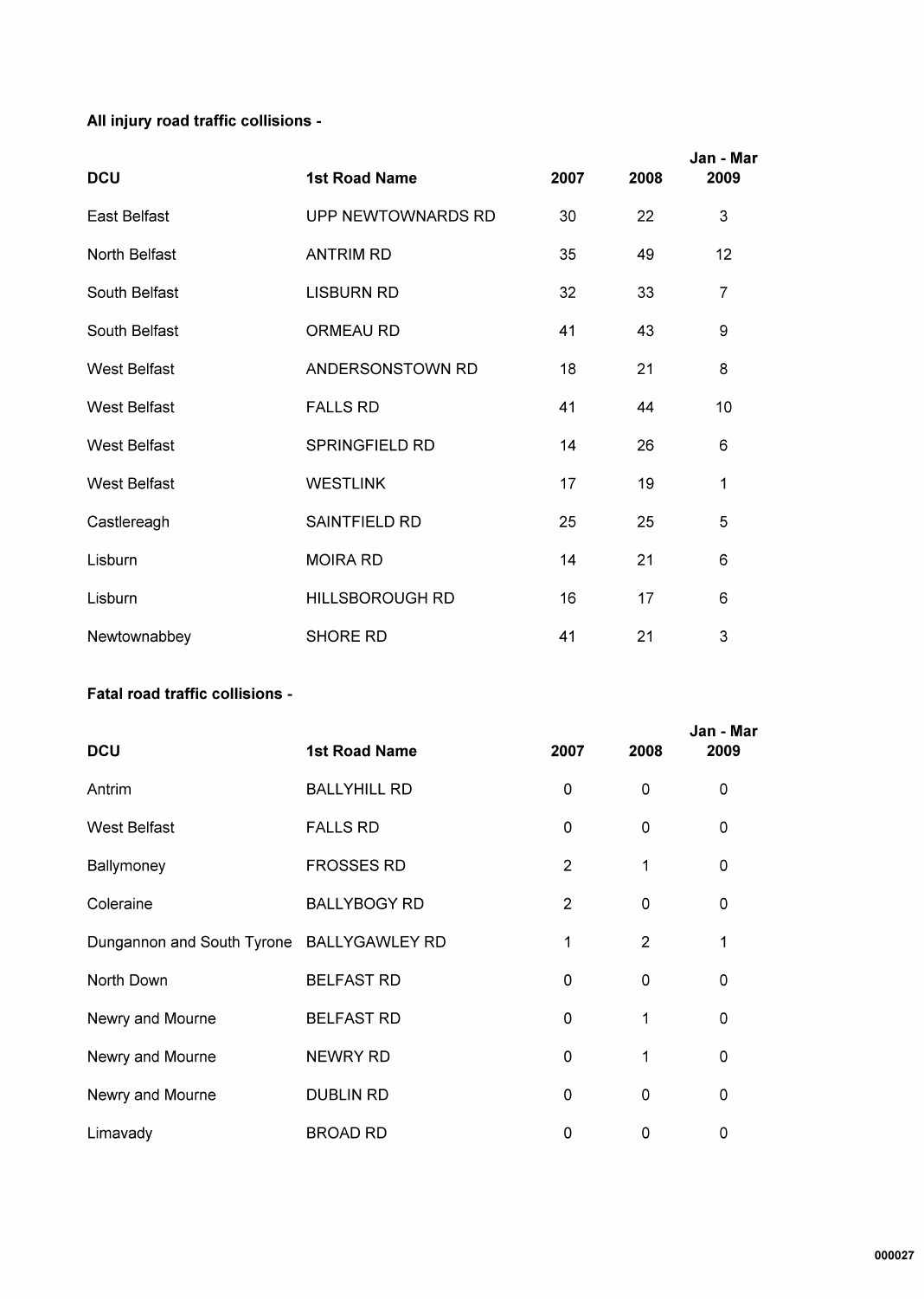**All injury road traffic collisions -**

| DCU | 1st Road Name | 2007 | 2008 | Jan - Mar 2009 |
|---|---|---|---|---|
| East Belfast | UPP NEWTOWNARDS RD | 30 | 22 | 3 |
| North Belfast | ANTRIM RD | 35 | 49 | 12 |
| South Belfast | LISBURN RD | 32 | 33 | 7 |
| South Belfast | ORMEAU RD | 41 | 43 | 9 |
| West Belfast | ANDERSONSTOWN RD | 18 | 21 | 8 |
| West Belfast | FALLS RD | 41 | 44 | 10 |
| West Belfast | SPRINGFIELD RD | 14 | 26 | 6 |
| West Belfast | WESTLINK | 17 | 19 | 1 |
| Castlereagh | SAINTFIELD RD | 25 | 25 | 5 |
| Lisburn | MOIRA RD | 14 | 21 | 6 |
| Lisburn | HILLSBOROUGH RD | 16 | 17 | 6 |
| Newtownabbey | SHORE RD | 41 | 21 | 3 |

**Fatal road traffic collisions -**

| DCU | 1st Road Name | 2007 | 2008 | Jan - Mar 2009 |
|---|---|---|---|---|
| Antrim | BALLYHILL RD | 0 | 0 | 0 |
| West Belfast | FALLS RD | 0 | 0 | 0 |
| Ballymoney | FROSSES RD | 2 | 1 | 0 |
| Coleraine | BALLYBOGY RD | 2 | 0 | 0 |
| Dungannon and South Tyrone | BALLYGAWLEY RD | 1 | 2 | 1 |
| North Down | BELFAST RD | 0 | 0 | 0 |
| Newry and Mourne | BELFAST RD | 0 | 1 | 0 |
| Newry and Mourne | NEWRY RD | 0 | 1 | 0 |
| Newry and Mourne | DUBLIN RD | 0 | 0 | 0 |
| Limavady | BROAD RD | 0 | 0 | 0 |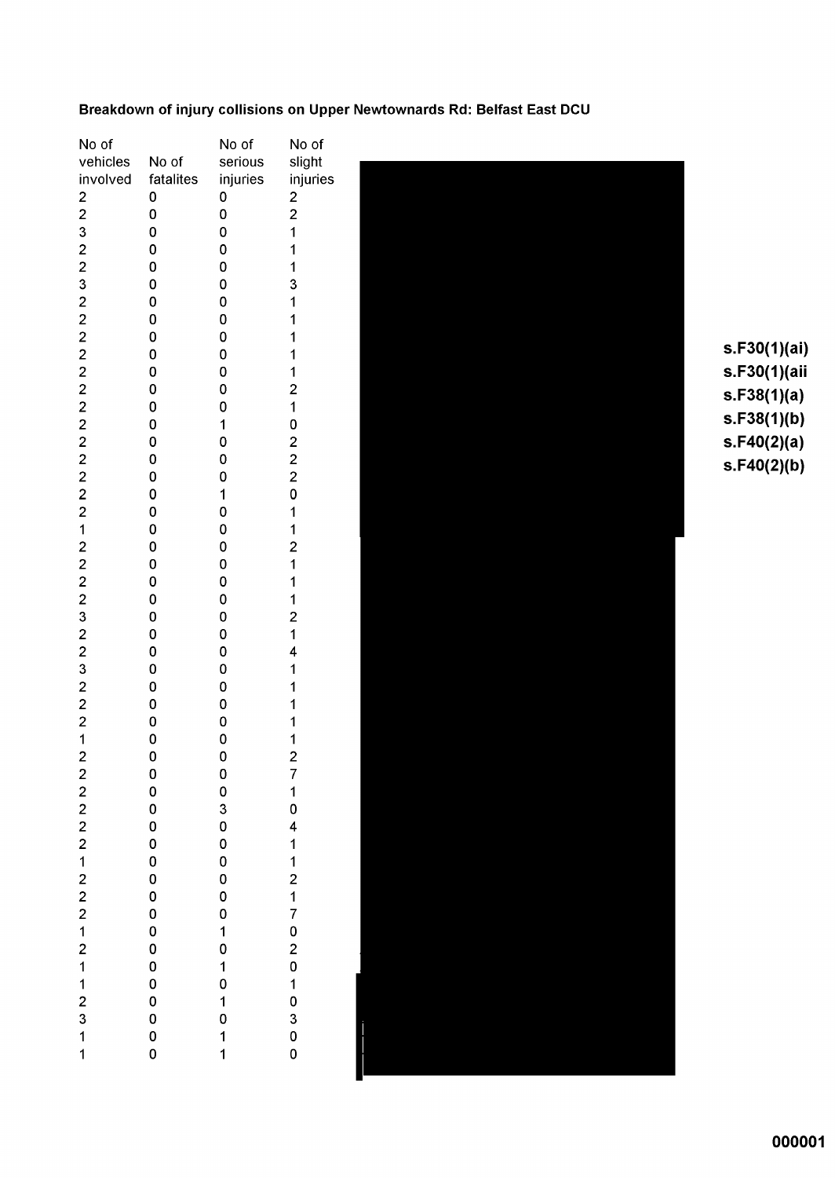**Breakdown of injury collisions on Upper Newtownards Rd: Belfast East DCU**

| No of vehicles involved | No of fatalites | No of serious injuries | No of slight injuries |
|---|---|---|---|
| 2 | 0 | 0 | 2 |
| 2 | 0 | 0 | 2 |
| 3 | 0 | 0 | 1 |
| 2 | 0 | 0 | 1 |
| 2 | 0 | 0 | 1 |
| 3 | 0 | 0 | 3 |
| 2 | 0 | 0 | 1 |
| 2 | 0 | 0 | 1 |
| 2 | 0 | 0 | 1 |
| 2 | 0 | 0 | 1 |
| 2 | 0 | 0 | 1 |
| 2 | 0 | 0 | 2 |
| 2 | 0 | 0 | 1 |
| 2 | 0 | 1 | 0 |
| 2 | 0 | 0 | 2 |
| 2 | 0 | 0 | 2 |
| 2 | 0 | 0 | 2 |
| 2 | 0 | 1 | 0 |
| 2 | 0 | 0 | 1 |
| 1 | 0 | 0 | 1 |
| 2 | 0 | 0 | 2 |
| 2 | 0 | 0 | 1 |
| 2 | 0 | 0 | 1 |
| 2 | 0 | 0 | 1 |
| 3 | 0 | 0 | 2 |
| 2 | 0 | 0 | 1 |
| 2 | 0 | 0 | 4 |
| 3 | 0 | 0 | 1 |
| 2 | 0 | 0 | 1 |
| 2 | 0 | 0 | 1 |
| 2 | 0 | 0 | 1 |
| 1 | 0 | 0 | 1 |
| 2 | 0 | 0 | 2 |
| 2 | 0 | 0 | 7 |
| 2 | 0 | 0 | 1 |
| 2 | 0 | 3 | 0 |
| 2 | 0 | 0 | 4 |
| 2 | 0 | 0 | 1 |
| 1 | 0 | 0 | 1 |
| 2 | 0 | 0 | 2 |
| 2 | 0 | 0 | 1 |
| 2 | 0 | 0 | 7 |
| 1 | 0 | 1 | 0 |
| 2 | 0 | 0 | 2 |
| 1 | 0 | 1 | 0 |
| 1 | 0 | 0 | 1 |
| 2 | 0 | 1 | 0 |
| 3 | 0 | 0 | 3 |
| 1 | 0 | 1 | 0 |
| 1 | 0 | 1 | 0 |

**s.F30(1)(ai)**
**s.F30(1)(aii**
**s.F38(1)(a)**
**s.F38(1)(b)**
**s.F40(2)(a)**
**s.F40(2)(b)**

**000001**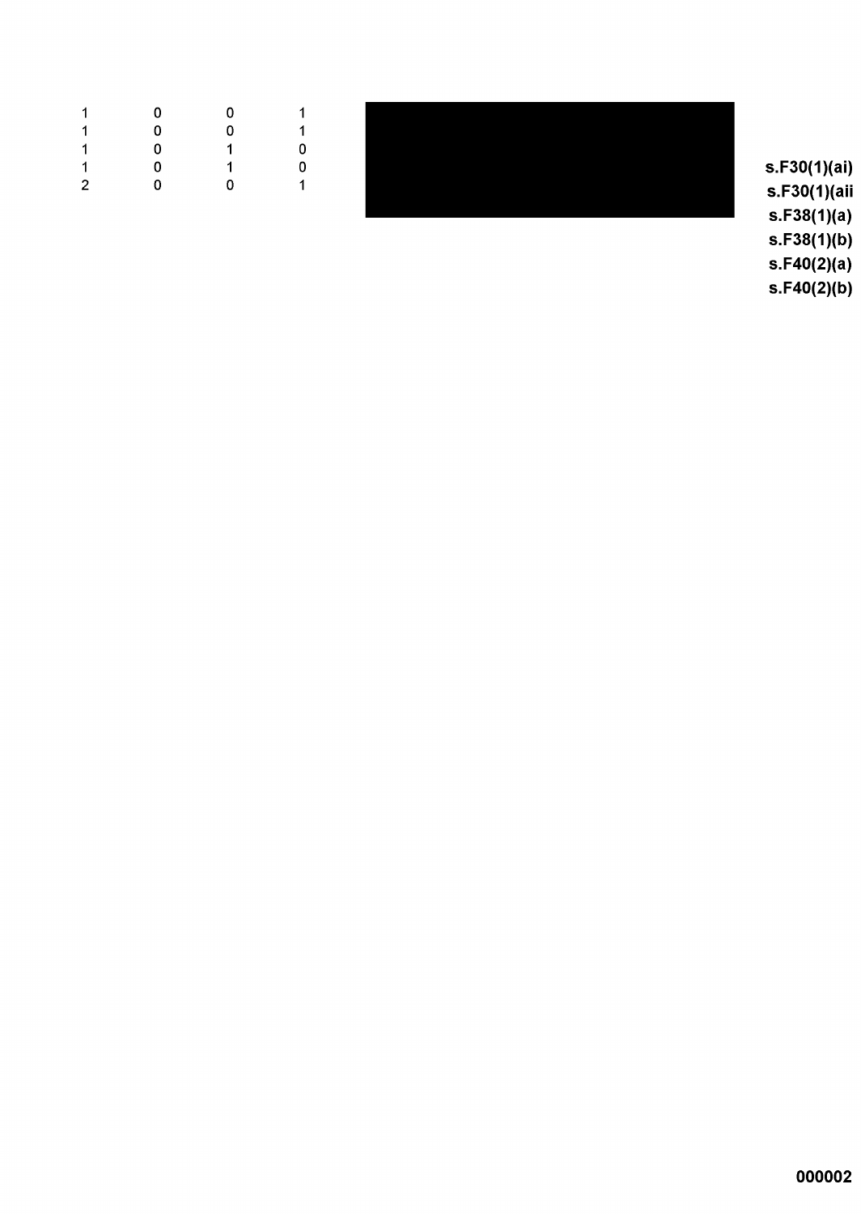| | | | |
|---|---|---|---|
| 1 | 0 | 0 | 1 |
| 1 | 0 | 0 | 1 |
| 1 | 0 | 1 | 0 |
| 1 | 0 | 1 | 0 |
| 2 | 0 | 0 | 1 |

**s.F30(1)(ai)**
**s.F30(1)(aii**
**s.F38(1)(a)**
**s.F38(1)(b)**
**s.F40(2)(a)**
**s.F40(2)(b)**

**000002**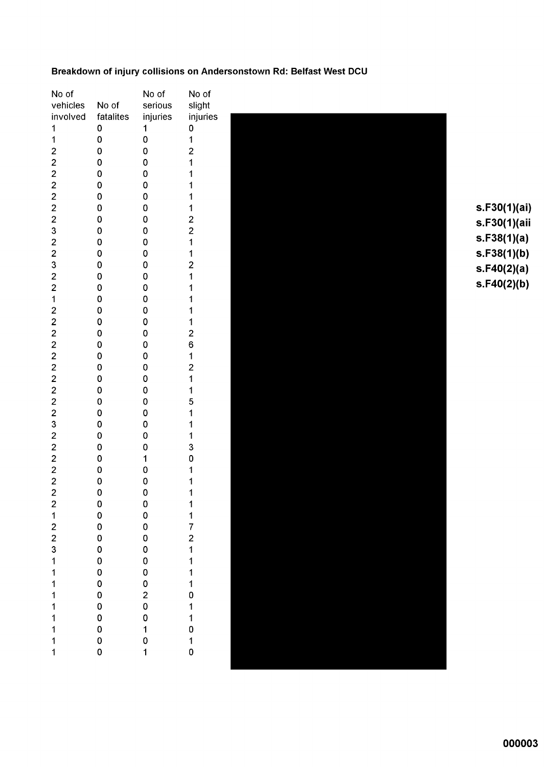**Breakdown of injury collisions on Andersonstown Rd: Belfast West DCU**

| No of vehicles involved | No of fatalites | No of serious injuries | No of slight injuries |
|---|---|---|---|
| 1 | 0 | 1 | 0 |
| 1 | 0 | 0 | 1 |
| 2 | 0 | 0 | 2 |
| 2 | 0 | 0 | 1 |
| 2 | 0 | 0 | 1 |
| 2 | 0 | 0 | 1 |
| 2 | 0 | 0 | 1 |
| 2 | 0 | 0 | 1 |
| 2 | 0 | 0 | 2 |
| 3 | 0 | 0 | 2 |
| 2 | 0 | 0 | 1 |
| 2 | 0 | 0 | 1 |
| 3 | 0 | 0 | 2 |
| 2 | 0 | 0 | 1 |
| 2 | 0 | 0 | 1 |
| 1 | 0 | 0 | 1 |
| 2 | 0 | 0 | 1 |
| 2 | 0 | 0 | 1 |
| 2 | 0 | 0 | 2 |
| 2 | 0 | 0 | 6 |
| 2 | 0 | 0 | 1 |
| 2 | 0 | 0 | 2 |
| 2 | 0 | 0 | 1 |
| 2 | 0 | 0 | 1 |
| 2 | 0 | 0 | 5 |
| 2 | 0 | 0 | 1 |
| 3 | 0 | 0 | 1 |
| 2 | 0 | 0 | 1 |
| 2 | 0 | 0 | 3 |
| 2 | 0 | 1 | 0 |
| 2 | 0 | 0 | 1 |
| 2 | 0 | 0 | 1 |
| 2 | 0 | 0 | 1 |
| 2 | 0 | 0 | 1 |
| 1 | 0 | 0 | 1 |
| 2 | 0 | 0 | 7 |
| 2 | 0 | 0 | 2 |
| 3 | 0 | 0 | 1 |
| 1 | 0 | 0 | 1 |
| 1 | 0 | 0 | 1 |
| 1 | 0 | 0 | 1 |
| 1 | 0 | 2 | 0 |
| 1 | 0 | 0 | 1 |
| 1 | 0 | 0 | 1 |
| 1 | 0 | 1 | 0 |
| 1 | 0 | 0 | 1 |
| 1 | 0 | 1 | 0 |

**s.F30(1)(ai)**
**s.F30(1)(aii**
**s.F38(1)(a)**
**s.F38(1)(b)**
**s.F40(2)(a)**
**s.F40(2)(b)**

**000003**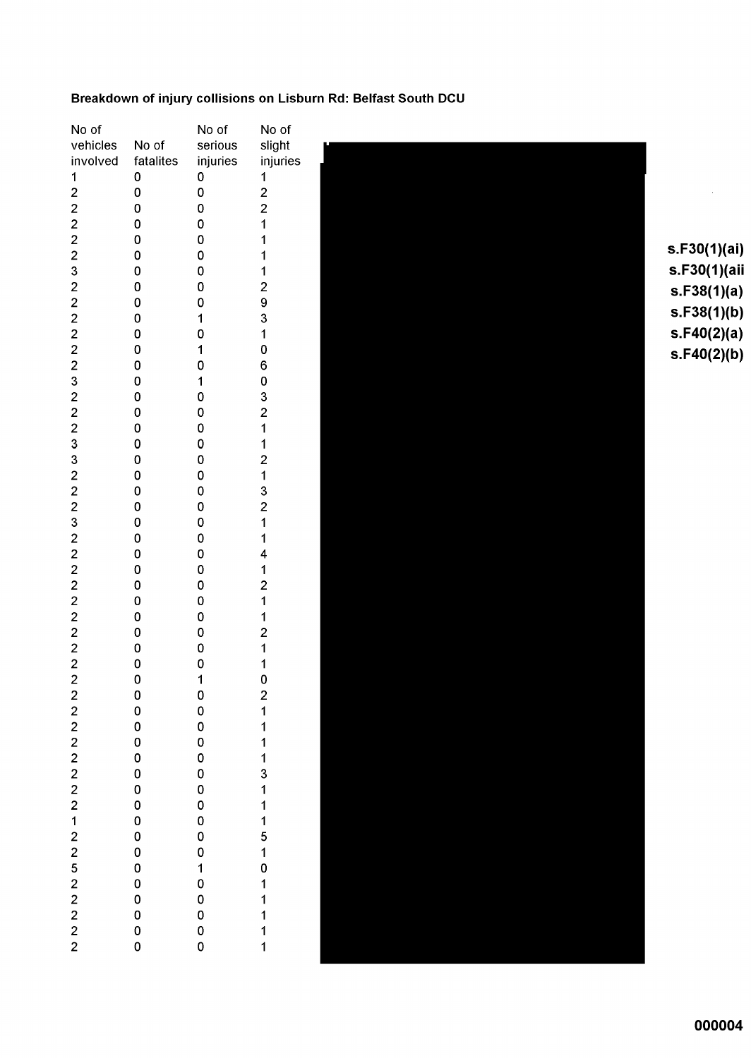**Breakdown of injury collisions on Lisburn Rd: Belfast South DCU**

| No of vehicles involved | No of fatalites | No of serious injuries | No of slight injuries |
|---|---|---|---|
| 1 | 0 | 0 | 1 |
| 2 | 0 | 0 | 2 |
| 2 | 0 | 0 | 2 |
| 2 | 0 | 0 | 1 |
| 2 | 0 | 0 | 1 |
| 2 | 0 | 0 | 1 |
| 3 | 0 | 0 | 1 |
| 2 | 0 | 0 | 2 |
| 2 | 0 | 0 | 9 |
| 2 | 0 | 1 | 3 |
| 2 | 0 | 0 | 1 |
| 2 | 0 | 1 | 0 |
| 2 | 0 | 0 | 6 |
| 3 | 0 | 1 | 0 |
| 2 | 0 | 0 | 3 |
| 2 | 0 | 0 | 2 |
| 2 | 0 | 0 | 1 |
| 3 | 0 | 0 | 1 |
| 3 | 0 | 0 | 2 |
| 2 | 0 | 0 | 1 |
| 2 | 0 | 0 | 3 |
| 2 | 0 | 0 | 2 |
| 3 | 0 | 0 | 1 |
| 2 | 0 | 0 | 1 |
| 2 | 0 | 0 | 4 |
| 2 | 0 | 0 | 1 |
| 2 | 0 | 0 | 2 |
| 2 | 0 | 0 | 1 |
| 2 | 0 | 0 | 1 |
| 2 | 0 | 0 | 2 |
| 2 | 0 | 0 | 1 |
| 2 | 0 | 0 | 1 |
| 2 | 0 | 1 | 0 |
| 2 | 0 | 0 | 2 |
| 2 | 0 | 0 | 1 |
| 2 | 0 | 0 | 1 |
| 2 | 0 | 0 | 1 |
| 2 | 0 | 0 | 1 |
| 2 | 0 | 0 | 3 |
| 2 | 0 | 0 | 1 |
| 2 | 0 | 0 | 1 |
| 1 | 0 | 0 | 1 |
| 2 | 0 | 0 | 5 |
| 2 | 0 | 0 | 1 |
| 5 | 0 | 1 | 0 |
| 2 | 0 | 0 | 1 |
| 2 | 0 | 0 | 1 |
| 2 | 0 | 0 | 1 |
| 2 | 0 | 0 | 1 |
| 2 | 0 | 0 | 1 |

**s.F30(1)(ai)**
**s.F30(1)(aii**
**s.F38(1)(a)**
**s.F38(1)(b)**
**s.F40(2)(a)**
**s.F40(2)(b)**

**000004**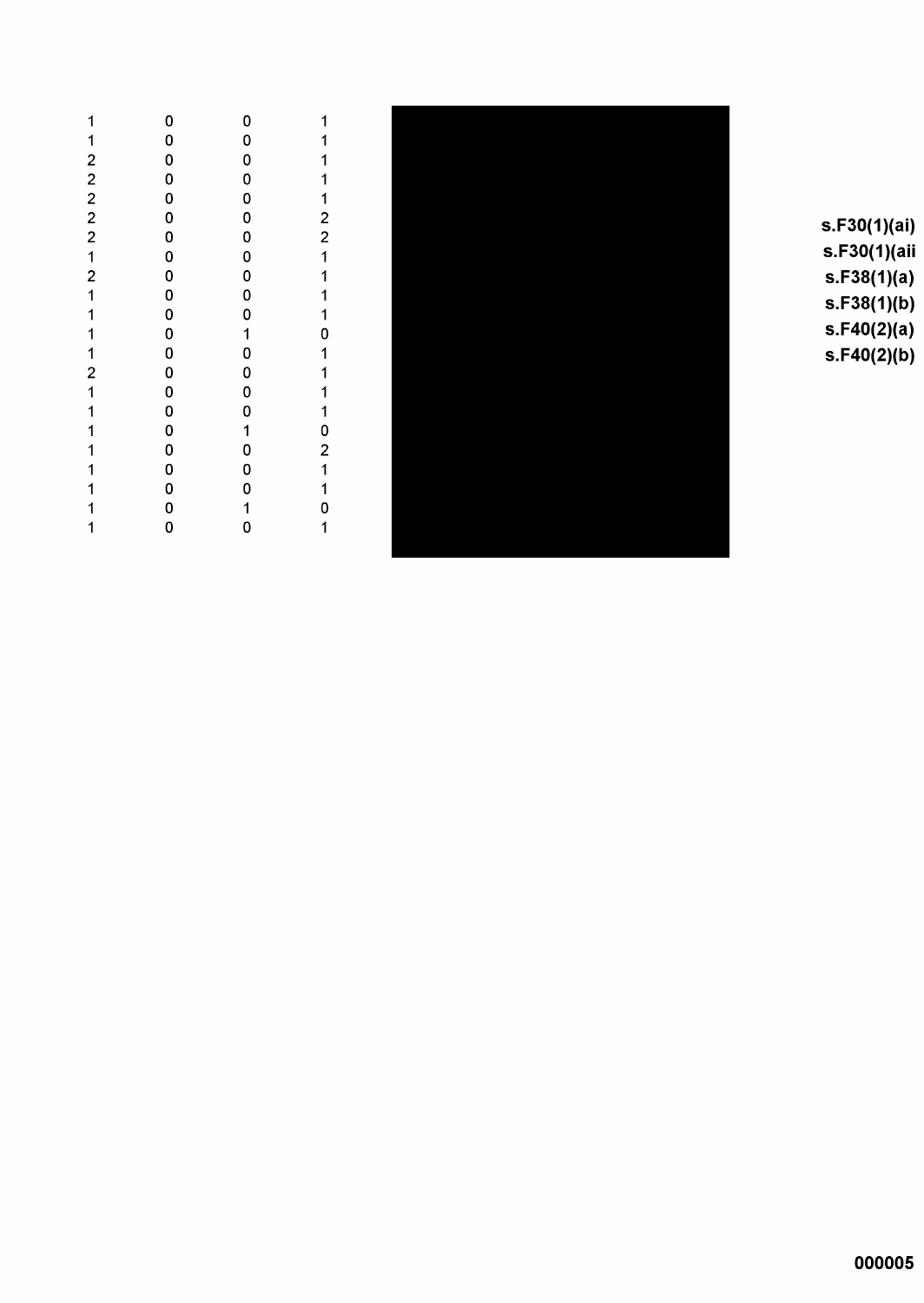| | | | |
|---|---|---|---|
| 1 | 0 | 0 | 1 |
| 1 | 0 | 0 | 1 |
| 2 | 0 | 0 | 1 |
| 2 | 0 | 0 | 1 |
| 2 | 0 | 0 | 1 |
| 2 | 0 | 0 | 2 |
| 2 | 0 | 0 | 2 |
| 1 | 0 | 0 | 1 |
| 2 | 0 | 0 | 1 |
| 1 | 0 | 0 | 1 |
| 1 | 0 | 0 | 1 |
| 1 | 0 | 1 | 0 |
| 1 | 0 | 0 | 1 |
| 2 | 0 | 0 | 1 |
| 1 | 0 | 0 | 1 |
| 1 | 0 | 0 | 1 |
| 1 | 0 | 1 | 0 |
| 1 | 0 | 0 | 2 |
| 1 | 0 | 0 | 1 |
| 1 | 0 | 0 | 1 |
| 1 | 0 | 1 | 0 |
| 1 | 0 | 0 | 1 |

**s.F30(1)(ai)**
**s.F30(1)(aii**
**s.F38(1)(a)**
**s.F38(1)(b)**
**s.F40(2)(a)**
**s.F40(2)(b)**

**000005**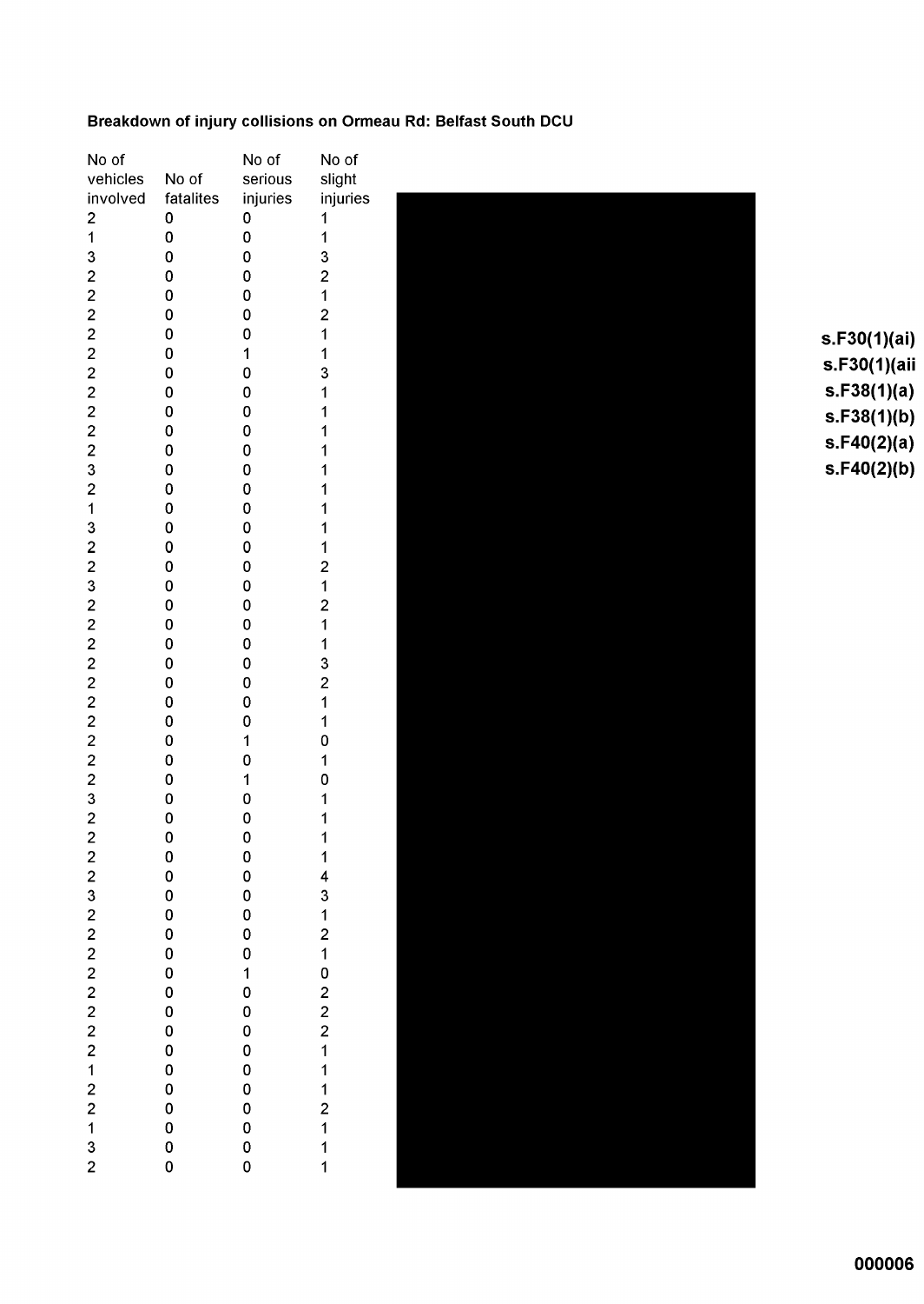**Breakdown of injury collisions on Ormeau Rd: Belfast South DCU**

| No of vehicles involved | No of fatalites | No of serious injuries | No of slight injuries |
|---|---|---|---|
| 2 | 0 | 0 | 1 |
| 1 | 0 | 0 | 1 |
| 3 | 0 | 0 | 3 |
| 2 | 0 | 0 | 2 |
| 2 | 0 | 0 | 1 |
| 2 | 0 | 0 | 2 |
| 2 | 0 | 0 | 1 |
| 2 | 0 | 1 | 1 |
| 2 | 0 | 0 | 3 |
| 2 | 0 | 0 | 1 |
| 2 | 0 | 0 | 1 |
| 2 | 0 | 0 | 1 |
| 2 | 0 | 0 | 1 |
| 3 | 0 | 0 | 1 |
| 2 | 0 | 0 | 1 |
| 1 | 0 | 0 | 1 |
| 3 | 0 | 0 | 1 |
| 2 | 0 | 0 | 1 |
| 2 | 0 | 0 | 2 |
| 3 | 0 | 0 | 1 |
| 2 | 0 | 0 | 2 |
| 2 | 0 | 0 | 1 |
| 2 | 0 | 0 | 1 |
| 2 | 0 | 0 | 3 |
| 2 | 0 | 0 | 2 |
| 2 | 0 | 0 | 1 |
| 2 | 0 | 0 | 1 |
| 2 | 0 | 1 | 0 |
| 2 | 0 | 0 | 1 |
| 2 | 0 | 1 | 0 |
| 3 | 0 | 0 | 1 |
| 2 | 0 | 0 | 1 |
| 2 | 0 | 0 | 1 |
| 2 | 0 | 0 | 1 |
| 2 | 0 | 0 | 4 |
| 3 | 0 | 0 | 3 |
| 2 | 0 | 0 | 1 |
| 2 | 0 | 0 | 2 |
| 2 | 0 | 0 | 1 |
| 2 | 0 | 1 | 0 |
| 2 | 0 | 0 | 2 |
| 2 | 0 | 0 | 2 |
| 2 | 0 | 0 | 2 |
| 2 | 0 | 0 | 1 |
| 1 | 0 | 0 | 1 |
| 2 | 0 | 0 | 1 |
| 2 | 0 | 0 | 2 |
| 1 | 0 | 0 | 1 |
| 3 | 0 | 0 | 1 |
| 2 | 0 | 0 | 1 |

**s.F30(1)(ai)**
**s.F30(1)(aii**
**s.F38(1)(a)**
**s.F38(1)(b)**
**s.F40(2)(a)**
**s.F40(2)(b)**

**000006**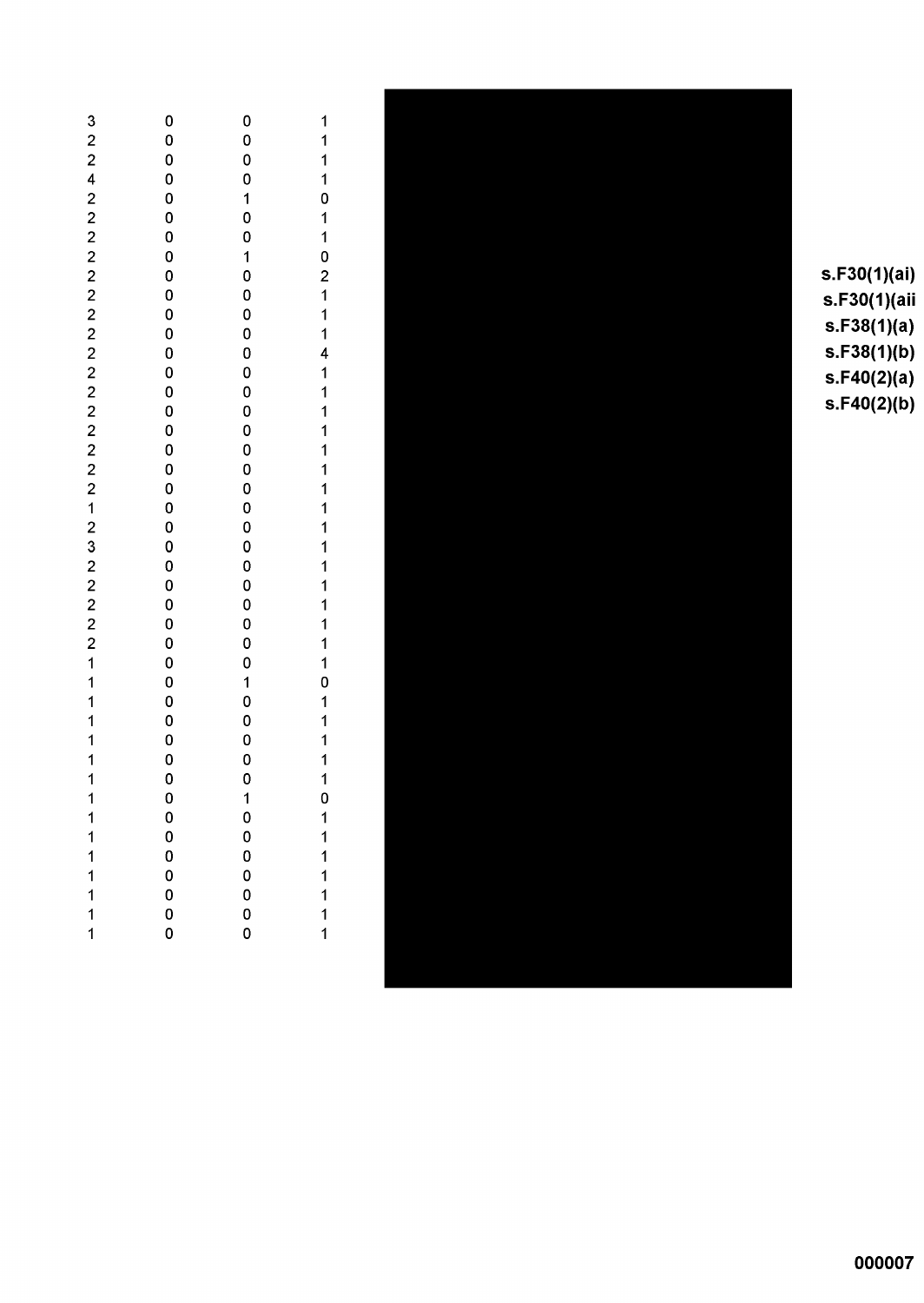| | | | |
|---|---|---|---|
| 3 | 0 | 0 | 1 |
| 2 | 0 | 0 | 1 |
| 2 | 0 | 0 | 1 |
| 4 | 0 | 0 | 1 |
| 2 | 0 | 1 | 0 |
| 2 | 0 | 0 | 1 |
| 2 | 0 | 0 | 1 |
| 2 | 0 | 1 | 0 |
| 2 | 0 | 0 | 2 |
| 2 | 0 | 0 | 1 |
| 2 | 0 | 0 | 1 |
| 2 | 0 | 0 | 1 |
| 2 | 0 | 0 | 4 |
| 2 | 0 | 0 | 1 |
| 2 | 0 | 0 | 1 |
| 2 | 0 | 0 | 1 |
| 2 | 0 | 0 | 1 |
| 2 | 0 | 0 | 1 |
| 2 | 0 | 0 | 1 |
| 2 | 0 | 0 | 1 |
| 1 | 0 | 0 | 1 |
| 2 | 0 | 0 | 1 |
| 3 | 0 | 0 | 1 |
| 2 | 0 | 0 | 1 |
| 2 | 0 | 0 | 1 |
| 2 | 0 | 0 | 1 |
| 2 | 0 | 0 | 1 |
| 2 | 0 | 0 | 1 |
| 1 | 0 | 0 | 1 |
| 1 | 0 | 1 | 0 |
| 1 | 0 | 0 | 1 |
| 1 | 0 | 0 | 1 |
| 1 | 0 | 0 | 1 |
| 1 | 0 | 0 | 1 |
| 1 | 0 | 0 | 1 |
| 1 | 0 | 1 | 0 |
| 1 | 0 | 0 | 1 |
| 1 | 0 | 0 | 1 |
| 1 | 0 | 0 | 1 |
| 1 | 0 | 0 | 1 |
| 1 | 0 | 0 | 1 |
| 1 | 0 | 0 | 1 |
| 1 | 0 | 0 | 1 |

**s.F30(1)(ai)**
**s.F30(1)(aii**
**s.F38(1)(a)**
**s.F38(1)(b)**
**s.F40(2)(a)**
**s.F40(2)(b)**

**000007**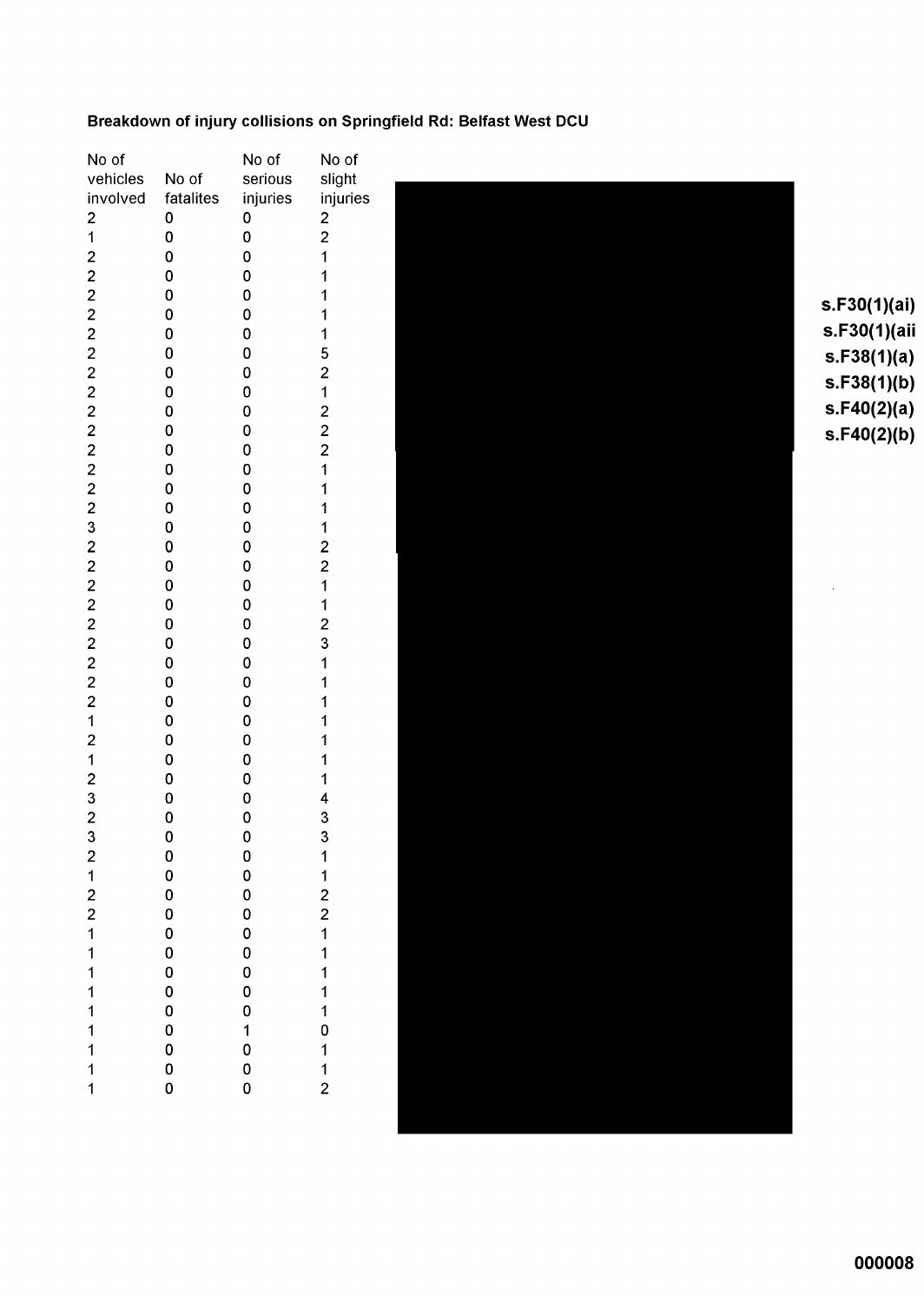**Breakdown of injury collisions on Springfield Rd: Belfast West DCU**

| No of vehicles involved | No of fatalites | No of serious injuries | No of slight injuries |
|---|---|---|---|
| 2 | 0 | 0 | 2 |
| 1 | 0 | 0 | 2 |
| 2 | 0 | 0 | 1 |
| 2 | 0 | 0 | 1 |
| 2 | 0 | 0 | 1 |
| 2 | 0 | 0 | 1 |
| 2 | 0 | 0 | 1 |
| 2 | 0 | 0 | 5 |
| 2 | 0 | 0 | 2 |
| 2 | 0 | 0 | 1 |
| 2 | 0 | 0 | 2 |
| 2 | 0 | 0 | 2 |
| 2 | 0 | 0 | 2 |
| 2 | 0 | 0 | 1 |
| 2 | 0 | 0 | 1 |
| 2 | 0 | 0 | 1 |
| 3 | 0 | 0 | 1 |
| 2 | 0 | 0 | 2 |
| 2 | 0 | 0 | 2 |
| 2 | 0 | 0 | 1 |
| 2 | 0 | 0 | 1 |
| 2 | 0 | 0 | 2 |
| 2 | 0 | 0 | 3 |
| 2 | 0 | 0 | 1 |
| 2 | 0 | 0 | 1 |
| 2 | 0 | 0 | 1 |
| 1 | 0 | 0 | 1 |
| 2 | 0 | 0 | 1 |
| 1 | 0 | 0 | 1 |
| 2 | 0 | 0 | 1 |
| 3 | 0 | 0 | 4 |
| 2 | 0 | 0 | 3 |
| 3 | 0 | 0 | 3 |
| 2 | 0 | 0 | 1 |
| 1 | 0 | 0 | 1 |
| 2 | 0 | 0 | 2 |
| 2 | 0 | 0 | 2 |
| 1 | 0 | 0 | 1 |
| 1 | 0 | 0 | 1 |
| 1 | 0 | 0 | 1 |
| 1 | 0 | 0 | 1 |
| 1 | 0 | 0 | 1 |
| 1 | 0 | 1 | 0 |
| 1 | 0 | 0 | 1 |
| 1 | 0 | 0 | 1 |
| 1 | 0 | 0 | 2 |

s.F30(1)(ai)
s.F30(1)(aii
s.F38(1)(a)
s.F38(1)(b)
s.F40(2)(a)
s.F40(2)(b)

000008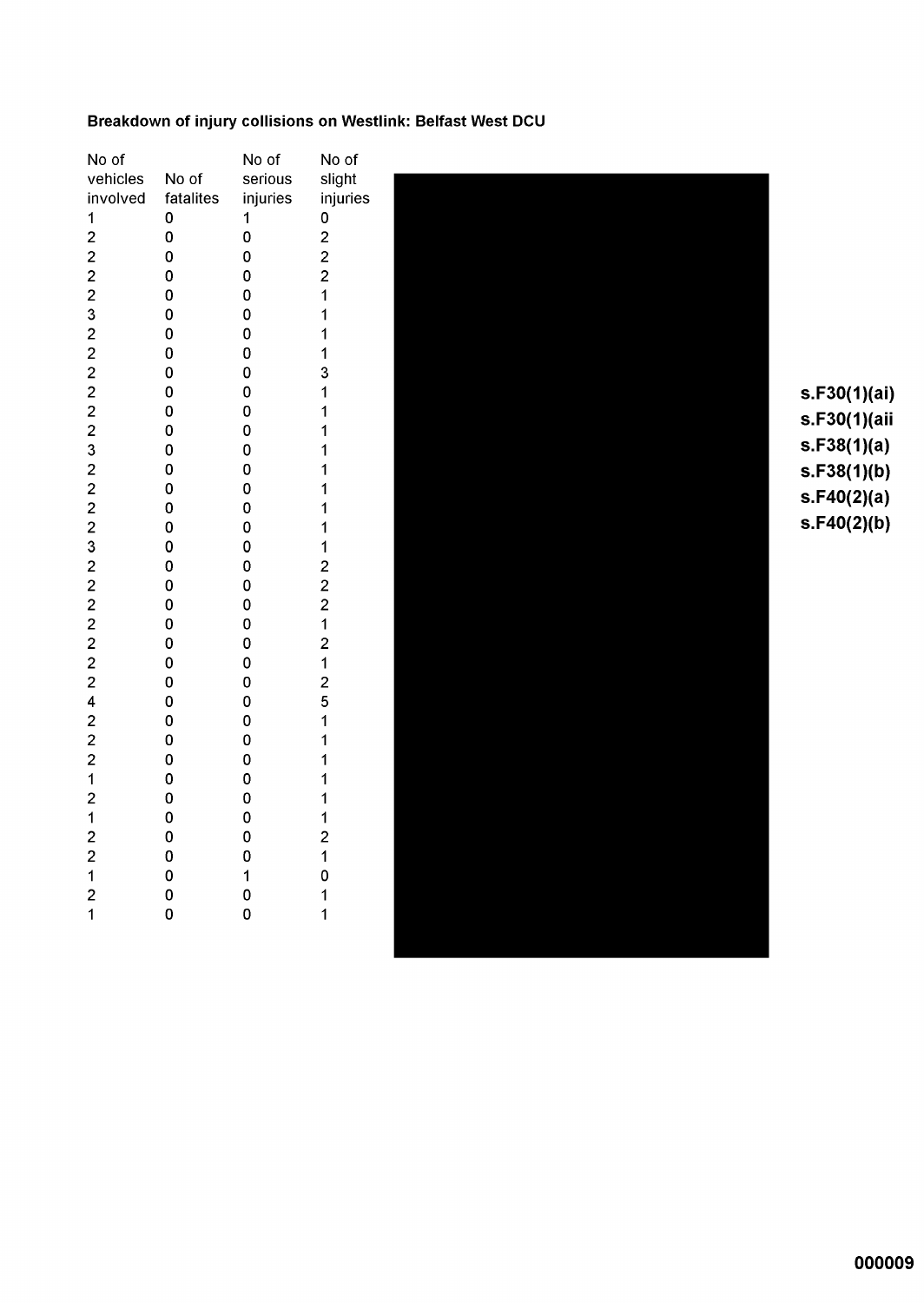**Breakdown of injury collisions on Westlink: Belfast West DCU**

| No of vehicles involved | No of fatalites | No of serious injuries | No of slight injuries |
|---|---|---|---|
| 1 | 0 | 1 | 0 |
| 2 | 0 | 0 | 2 |
| 2 | 0 | 0 | 2 |
| 2 | 0 | 0 | 2 |
| 2 | 0 | 0 | 1 |
| 3 | 0 | 0 | 1 |
| 2 | 0 | 0 | 1 |
| 2 | 0 | 0 | 1 |
| 2 | 0 | 0 | 3 |
| 2 | 0 | 0 | 1 |
| 2 | 0 | 0 | 1 |
| 2 | 0 | 0 | 1 |
| 3 | 0 | 0 | 1 |
| 2 | 0 | 0 | 1 |
| 2 | 0 | 0 | 1 |
| 2 | 0 | 0 | 1 |
| 2 | 0 | 0 | 1 |
| 3 | 0 | 0 | 1 |
| 2 | 0 | 0 | 2 |
| 2 | 0 | 0 | 2 |
| 2 | 0 | 0 | 2 |
| 2 | 0 | 0 | 1 |
| 2 | 0 | 0 | 2 |
| 2 | 0 | 0 | 1 |
| 2 | 0 | 0 | 2 |
| 4 | 0 | 0 | 5 |
| 2 | 0 | 0 | 1 |
| 2 | 0 | 0 | 1 |
| 2 | 0 | 0 | 1 |
| 1 | 0 | 0 | 1 |
| 2 | 0 | 0 | 1 |
| 1 | 0 | 0 | 1 |
| 2 | 0 | 0 | 2 |
| 2 | 0 | 0 | 1 |
| 1 | 0 | 1 | 0 |
| 2 | 0 | 0 | 1 |
| 1 | 0 | 0 | 1 |

**s.F30(1)(ai)**
**s.F30(1)(aii**
**s.F38(1)(a)**
**s.F38(1)(b)**
**s.F40(2)(a)**
**s.F40(2)(b)**

**000009**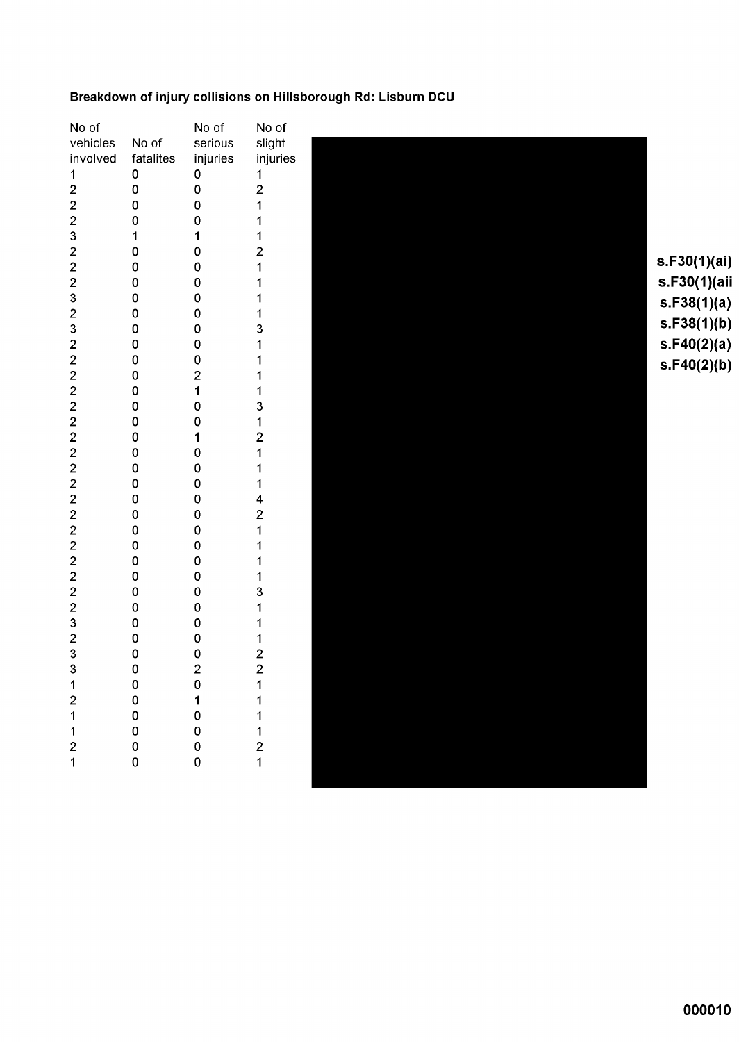**Breakdown of injury collisions on Hillsborough Rd: Lisburn DCU**

| No of vehicles involved | No of fatalites | No of serious injuries | No of slight injuries |
|---|---|---|---|
| 1 | 0 | 0 | 1 |
| 2 | 0 | 0 | 2 |
| 2 | 0 | 0 | 1 |
| 2 | 0 | 0 | 1 |
| 3 | 1 | 1 | 1 |
| 2 | 0 | 0 | 2 |
| 2 | 0 | 0 | 1 |
| 2 | 0 | 0 | 1 |
| 3 | 0 | 0 | 1 |
| 2 | 0 | 0 | 1 |
| 3 | 0 | 0 | 3 |
| 2 | 0 | 0 | 1 |
| 2 | 0 | 0 | 1 |
| 2 | 0 | 2 | 1 |
| 2 | 0 | 1 | 1 |
| 2 | 0 | 0 | 3 |
| 2 | 0 | 0 | 1 |
| 2 | 0 | 1 | 2 |
| 2 | 0 | 0 | 1 |
| 2 | 0 | 0 | 1 |
| 2 | 0 | 0 | 1 |
| 2 | 0 | 0 | 4 |
| 2 | 0 | 0 | 2 |
| 2 | 0 | 0 | 1 |
| 2 | 0 | 0 | 1 |
| 2 | 0 | 0 | 1 |
| 2 | 0 | 0 | 1 |
| 2 | 0 | 0 | 3 |
| 2 | 0 | 0 | 1 |
| 3 | 0 | 0 | 1 |
| 2 | 0 | 0 | 1 |
| 3 | 0 | 0 | 2 |
| 3 | 0 | 2 | 2 |
| 1 | 0 | 0 | 1 |
| 2 | 0 | 1 | 1 |
| 1 | 0 | 0 | 1 |
| 1 | 0 | 0 | 1 |
| 2 | 0 | 0 | 2 |
| 1 | 0 | 0 | 1 |

**s.F30(1)(ai)**
**s.F30(1)(aii**
**s.F38(1)(a)**
**s.F38(1)(b)**
**s.F40(2)(a)**
**s.F40(2)(b)**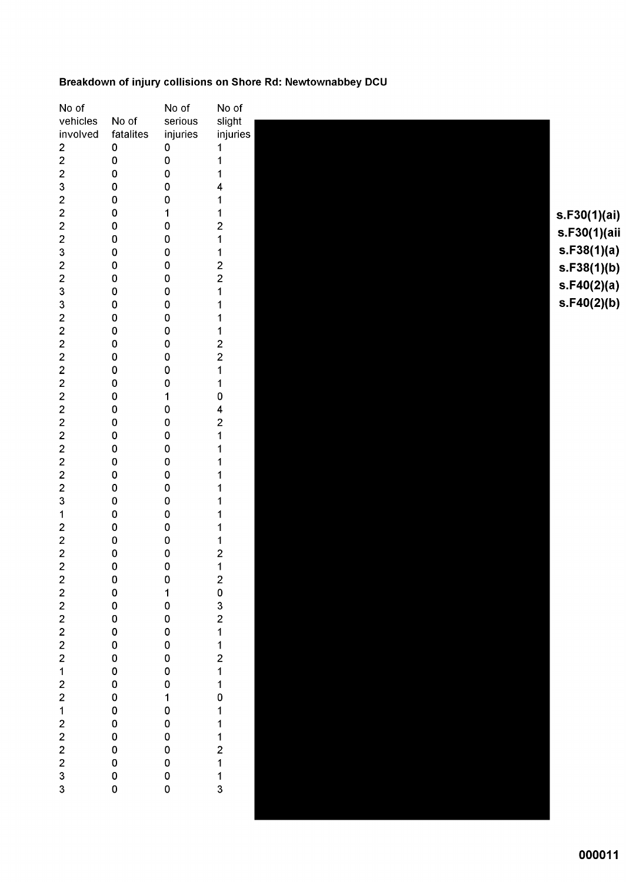**Breakdown of injury collisions on Shore Rd: Newtownabbey DCU**

| No of vehicles involved | No of fatalites | No of serious injuries | No of slight injuries |
|---|---|---|---|
| 2 | 0 | 0 | 1 |
| 2 | 0 | 0 | 1 |
| 2 | 0 | 0 | 1 |
| 3 | 0 | 0 | 4 |
| 2 | 0 | 0 | 1 |
| 2 | 0 | 1 | 1 |
| 2 | 0 | 0 | 2 |
| 2 | 0 | 0 | 1 |
| 3 | 0 | 0 | 1 |
| 2 | 0 | 0 | 2 |
| 2 | 0 | 0 | 2 |
| 3 | 0 | 0 | 1 |
| 3 | 0 | 0 | 1 |
| 2 | 0 | 0 | 1 |
| 2 | 0 | 0 | 1 |
| 2 | 0 | 0 | 2 |
| 2 | 0 | 0 | 2 |
| 2 | 0 | 0 | 1 |
| 2 | 0 | 0 | 1 |
| 2 | 0 | 1 | 0 |
| 2 | 0 | 0 | 4 |
| 2 | 0 | 0 | 2 |
| 2 | 0 | 0 | 1 |
| 2 | 0 | 0 | 1 |
| 2 | 0 | 0 | 1 |
| 2 | 0 | 0 | 1 |
| 2 | 0 | 0 | 1 |
| 3 | 0 | 0 | 1 |
| 1 | 0 | 0 | 1 |
| 2 | 0 | 0 | 1 |
| 2 | 0 | 0 | 1 |
| 2 | 0 | 0 | 2 |
| 2 | 0 | 0 | 1 |
| 2 | 0 | 0 | 2 |
| 2 | 0 | 1 | 0 |
| 2 | 0 | 0 | 3 |
| 2 | 0 | 0 | 2 |
| 2 | 0 | 0 | 1 |
| 2 | 0 | 0 | 1 |
| 2 | 0 | 0 | 2 |
| 1 | 0 | 0 | 1 |
| 2 | 0 | 0 | 1 |
| 2 | 0 | 1 | 0 |
| 1 | 0 | 0 | 1 |
| 2 | 0 | 0 | 1 |
| 2 | 0 | 0 | 1 |
| 2 | 0 | 0 | 2 |
| 2 | 0 | 0 | 1 |
| 3 | 0 | 0 | 1 |
| 3 | 0 | 0 | 3 |

**s.F30(1)(ai)**
**s.F30(1)(aii**
**s.F38(1)(a)**
**s.F38(1)(b)**
**s.F40(2)(a)**
**s.F40(2)(b)**

**000011**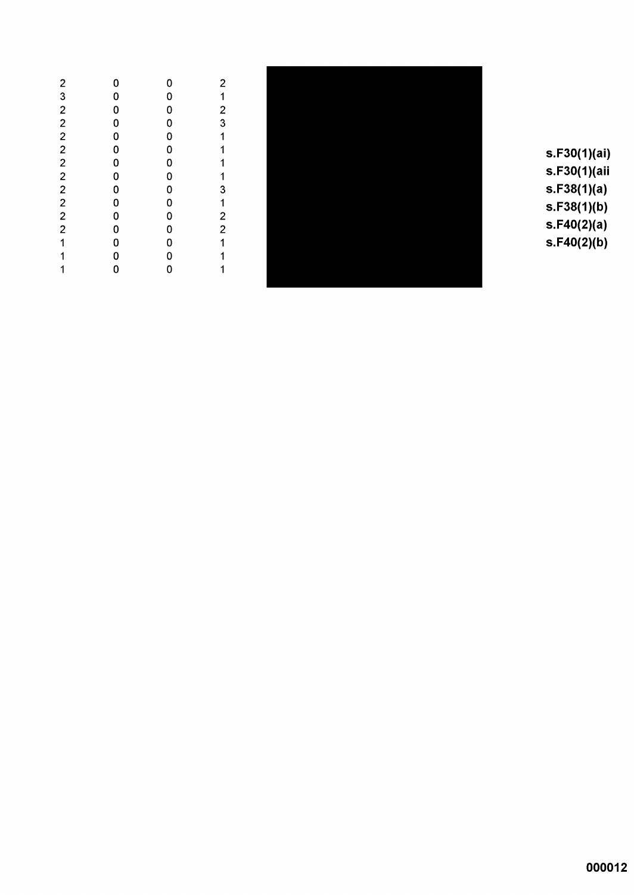| | | | |
|---|---|---|---|
| 2 | 0 | 0 | 2 |
| 3 | 0 | 0 | 1 |
| 2 | 0 | 0 | 2 |
| 2 | 0 | 0 | 3 |
| 2 | 0 | 0 | 1 |
| 2 | 0 | 0 | 1 |
| 2 | 0 | 0 | 1 |
| 2 | 0 | 0 | 1 |
| 2 | 0 | 0 | 3 |
| 2 | 0 | 0 | 1 |
| 2 | 0 | 0 | 2 |
| 2 | 0 | 0 | 2 |
| 1 | 0 | 0 | 1 |
| 1 | 0 | 0 | 1 |
| 1 | 0 | 0 | 1 |

**s.F30(1)(ai)**
**s.F30(1)(aii**
**s.F38(1)(a)**
**s.F38(1)(b)**
**s.F40(2)(a)**
**s.F40(2)(b)**

**000012**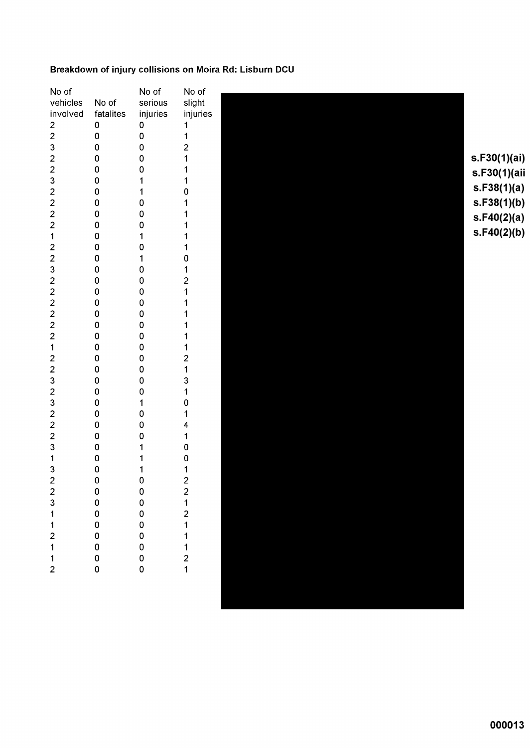**Breakdown of injury collisions on Moira Rd: Lisburn DCU**

| No of vehicles involved | No of fatalites | No of serious injuries | No of slight injuries |
|---|---|---|---|
| 2 | 0 | 0 | 1 |
| 2 | 0 | 0 | 1 |
| 3 | 0 | 0 | 2 |
| 2 | 0 | 0 | 1 |
| 2 | 0 | 0 | 1 |
| 3 | 0 | 1 | 1 |
| 2 | 0 | 1 | 0 |
| 2 | 0 | 0 | 1 |
| 2 | 0 | 0 | 1 |
| 2 | 0 | 0 | 1 |
| 1 | 0 | 1 | 1 |
| 2 | 0 | 0 | 1 |
| 2 | 0 | 1 | 0 |
| 3 | 0 | 0 | 1 |
| 2 | 0 | 0 | 2 |
| 2 | 0 | 0 | 1 |
| 2 | 0 | 0 | 1 |
| 2 | 0 | 0 | 1 |
| 2 | 0 | 0 | 1 |
| 2 | 0 | 0 | 1 |
| 1 | 0 | 0 | 1 |
| 2 | 0 | 0 | 2 |
| 2 | 0 | 0 | 1 |
| 3 | 0 | 0 | 3 |
| 2 | 0 | 0 | 1 |
| 3 | 0 | 1 | 0 |
| 2 | 0 | 0 | 1 |
| 2 | 0 | 0 | 4 |
| 2 | 0 | 0 | 1 |
| 3 | 0 | 1 | 0 |
| 1 | 0 | 1 | 0 |
| 3 | 0 | 1 | 1 |
| 2 | 0 | 0 | 2 |
| 2 | 0 | 0 | 2 |
| 3 | 0 | 0 | 1 |
| 1 | 0 | 0 | 2 |
| 1 | 0 | 0 | 1 |
| 2 | 0 | 0 | 1 |
| 1 | 0 | 0 | 1 |
| 1 | 0 | 0 | 2 |
| 2 | 0 | 0 | 1 |

**s.F30(1)(ai)**
**s.F30(1)(aii**
**s.F38(1)(a)**
**s.F38(1)(b)**
**s.F40(2)(a)**
**s.F40(2)(b)**

**000013**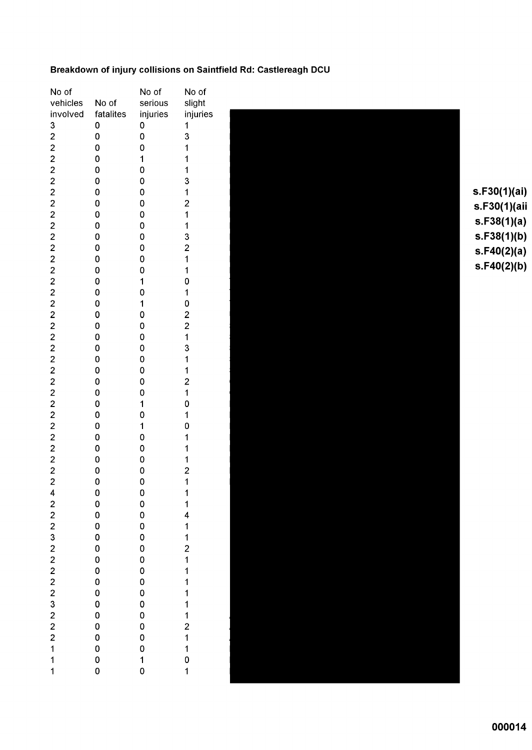**Breakdown of injury collisions on Saintfield Rd: Castlereagh DCU**

| No of vehicles involved | No of fatalites | No of serious injuries | No of slight injuries |
|---|---|---|---|
| 3 | 0 | 0 | 1 |
| 2 | 0 | 0 | 3 |
| 2 | 0 | 0 | 1 |
| 2 | 0 | 1 | 1 |
| 2 | 0 | 0 | 1 |
| 2 | 0 | 0 | 3 |
| 2 | 0 | 0 | 1 |
| 2 | 0 | 0 | 2 |
| 2 | 0 | 0 | 1 |
| 2 | 0 | 0 | 1 |
| 2 | 0 | 0 | 3 |
| 2 | 0 | 0 | 2 |
| 2 | 0 | 0 | 1 |
| 2 | 0 | 0 | 1 |
| 2 | 0 | 1 | 0 |
| 2 | 0 | 0 | 1 |
| 2 | 0 | 1 | 0 |
| 2 | 0 | 0 | 2 |
| 2 | 0 | 0 | 2 |
| 2 | 0 | 0 | 1 |
| 2 | 0 | 0 | 3 |
| 2 | 0 | 0 | 1 |
| 2 | 0 | 0 | 1 |
| 2 | 0 | 0 | 2 |
| 2 | 0 | 0 | 1 |
| 2 | 0 | 1 | 0 |
| 2 | 0 | 0 | 1 |
| 2 | 0 | 1 | 0 |
| 2 | 0 | 0 | 1 |
| 2 | 0 | 0 | 1 |
| 2 | 0 | 0 | 1 |
| 2 | 0 | 0 | 2 |
| 2 | 0 | 0 | 1 |
| 4 | 0 | 0 | 1 |
| 2 | 0 | 0 | 1 |
| 2 | 0 | 0 | 4 |
| 2 | 0 | 0 | 1 |
| 3 | 0 | 0 | 1 |
| 2 | 0 | 0 | 2 |
| 2 | 0 | 0 | 1 |
| 2 | 0 | 0 | 1 |
| 2 | 0 | 0 | 1 |
| 2 | 0 | 0 | 1 |
| 3 | 0 | 0 | 1 |
| 2 | 0 | 0 | 1 |
| 2 | 0 | 0 | 2 |
| 2 | 0 | 0 | 1 |
| 1 | 0 | 0 | 1 |
| 1 | 0 | 1 | 0 |
| 1 | 0 | 0 | 1 |

s.F30(1)(ai)
s.F30(1)(aii
s.F38(1)(a)
s.F38(1)(b)
s.F40(2)(a)
s.F40(2)(b)

000014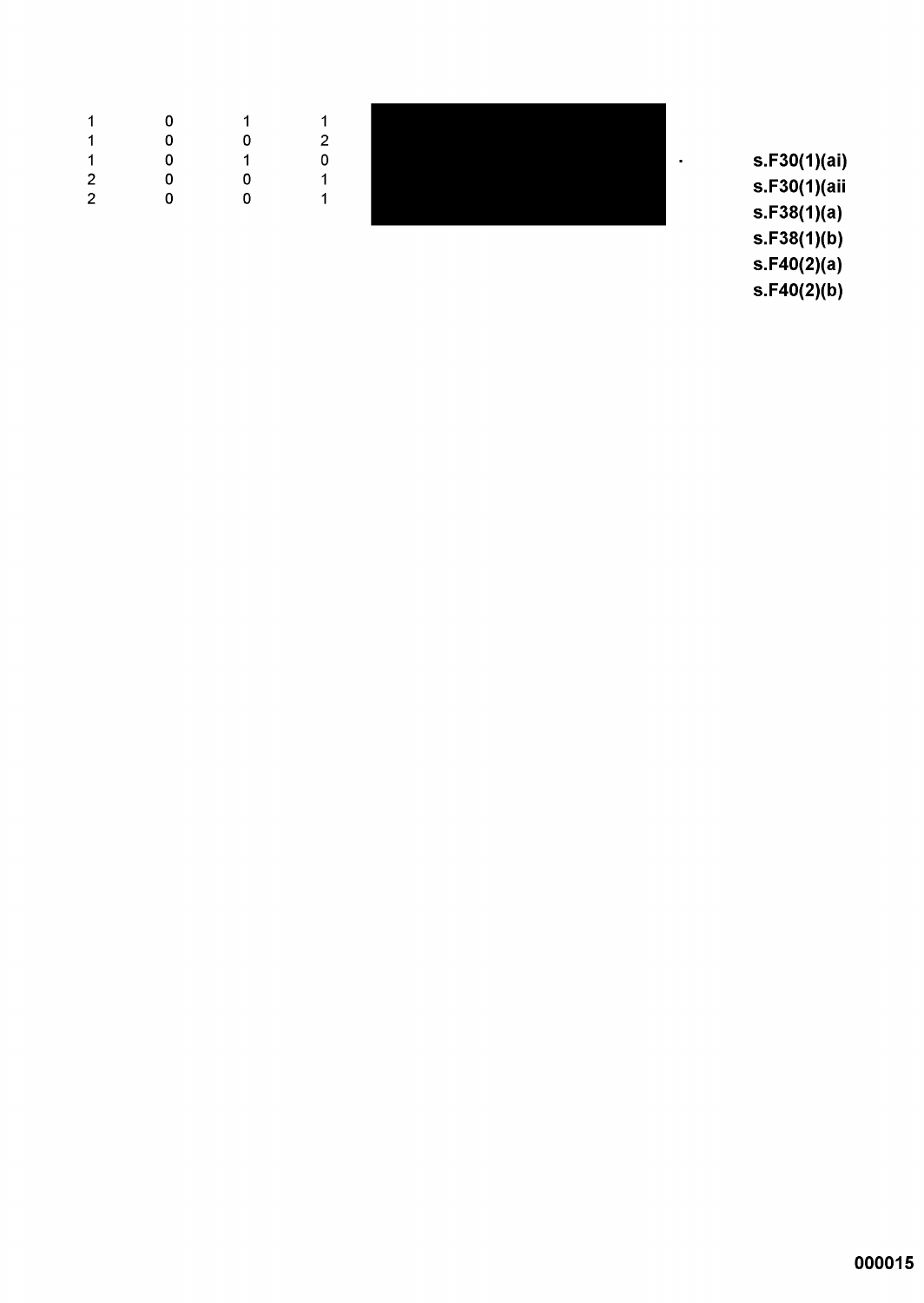| | | | | | |
|---|---|---|---|---|---|
| 1 | 0 | 1 | 1 | | |
| 1 | 0 | 0 | 2 | | |
| 1 | 0 | 1 | 0 | | |
| 2 | 0 | 0 | 1 | | |
| 2 | 0 | 0 | 1 | | |

.

**s.F30(1)(ai)**
**s.F30(1)(aii**
**s.F38(1)(a)**
**s.F38(1)(b)**
**s.F40(2)(a)**
**s.F40(2)(b)**

**000015**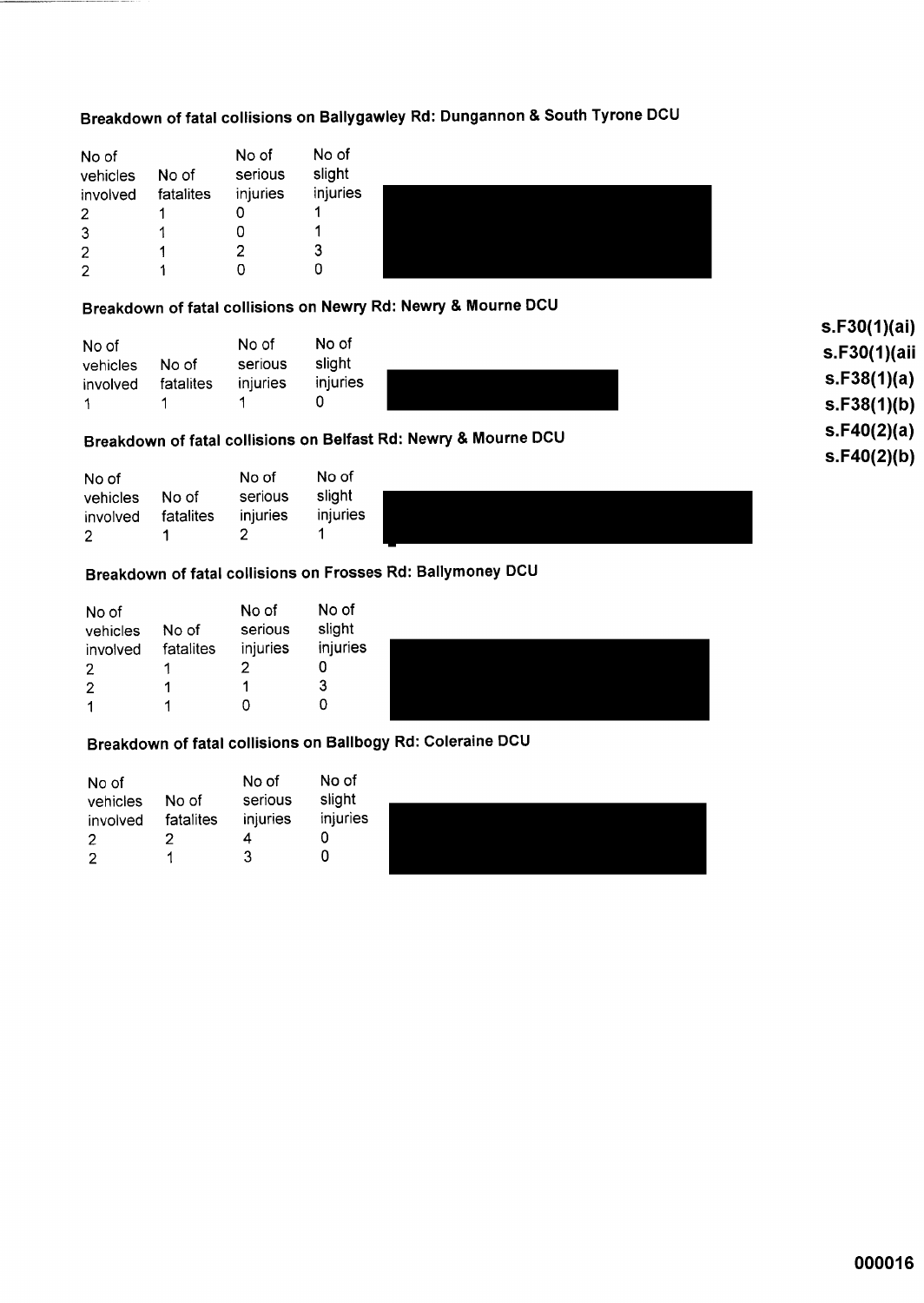## Breakdown of fatal collisions on Ballygawley Rd: Dungannon & South Tyrone DCU

| No of vehicles involved | No of fatalites | No of serious injuries | No of slight injuries |
|---|---|---|---|
| 2 | 1 | 0 | 1 |
| 3 | 1 | 0 | 1 |
| 2 | 1 | 2 | 3 |
| 2 | 1 | 0 | 0 |

## Breakdown of fatal collisions on Newry Rd: Newry & Mourne DCU

| No of vehicles involved | No of fatalites | No of serious injuries | No of slight injuries |
|---|---|---|---|
| 1 | 1 | 1 | 0 |

s.F30(1)(ai)
s.F30(1)(aii
s.F38(1)(a)
s.F38(1)(b)
s.F40(2)(a)
s.F40(2)(b)

## Breakdown of fatal collisions on Belfast Rd: Newry & Mourne DCU

| No of vehicles involved | No of fatalites | No of serious injuries | No of slight injuries |
|---|---|---|---|
| 2 | 1 | 2 | 1 |

## Breakdown of fatal collisions on Frosses Rd: Ballymoney DCU

| No of vehicles involved | No of fatalites | No of serious injuries | No of slight injuries |
|---|---|---|---|
| 2 | 1 | 2 | 0 |
| 2 | 1 | 1 | 3 |
| 1 | 1 | 0 | 0 |

## Breakdown of fatal collisions on Ballbogy Rd: Coleraine DCU

| No of vehicles involved | No of fatalites | No of serious injuries | No of slight injuries |
|---|---|---|---|
| 2 | 2 | 4 | 0 |
| 2 | 1 | 3 | 0 |

000016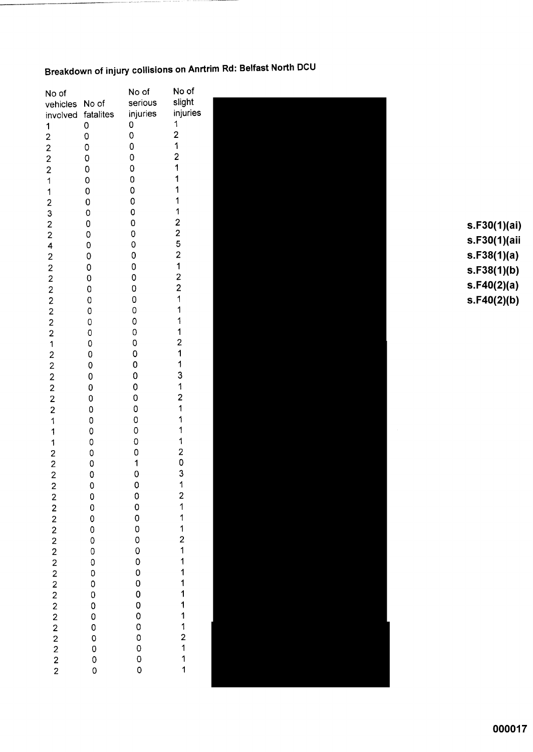## Breakdown of injury collisions on Anrtrim Rd: Belfast North DCU

| No of vehicles involved | No of fatalites | No of serious injuries | No of slight injuries |
|---|---|---|---|
| 1 | 0 | 0 | 1 |
| 2 | 0 | 0 | 2 |
| 2 | 0 | 0 | 1 |
| 2 | 0 | 0 | 2 |
| 2 | 0 | 0 | 1 |
| 1 | 0 | 0 | 1 |
| 1 | 0 | 0 | 1 |
| 2 | 0 | 0 | 1 |
| 3 | 0 | 0 | 1 |
| 2 | 0 | 0 | 2 |
| 2 | 0 | 0 | 2 |
| 4 | 0 | 0 | 5 |
| 2 | 0 | 0 | 2 |
| 2 | 0 | 0 | 1 |
| 2 | 0 | 0 | 2 |
| 2 | 0 | 0 | 2 |
| 2 | 0 | 0 | 1 |
| 2 | 0 | 0 | 1 |
| 2 | 0 | 0 | 1 |
| 2 | 0 | 0 | 1 |
| 1 | 0 | 0 | 2 |
| 2 | 0 | 0 | 1 |
| 2 | 0 | 0 | 1 |
| 2 | 0 | 0 | 3 |
| 2 | 0 | 0 | 1 |
| 2 | 0 | 0 | 2 |
| 2 | 0 | 0 | 1 |
| 1 | 0 | 0 | 1 |
| 1 | 0 | 0 | 1 |
| 1 | 0 | 0 | 1 |
| 2 | 0 | 0 | 2 |
| 2 | 0 | 1 | 0 |
| 2 | 0 | 0 | 3 |
| 2 | 0 | 0 | 1 |
| 2 | 0 | 0 | 2 |
| 2 | 0 | 0 | 1 |
| 2 | 0 | 0 | 1 |
| 2 | 0 | 0 | 1 |
| 2 | 0 | 0 | 2 |
| 2 | 0 | 0 | 1 |
| 2 | 0 | 0 | 1 |
| 2 | 0 | 0 | 1 |
| 2 | 0 | 0 | 1 |
| 2 | 0 | 0 | 1 |
| 2 | 0 | 0 | 1 |
| 2 | 0 | 0 | 1 |
| 2 | 0 | 0 | 1 |
| 2 | 0 | 0 | 2 |
| 2 | 0 | 0 | 1 |
| 2 | 0 | 0 | 1 |
| 2 | 0 | 0 | 1 |

s.F30(1)(ai)
s.F30(1)(aii
s.F38(1)(a)
s.F38(1)(b)
s.F40(2)(a)
s.F40(2)(b)

000017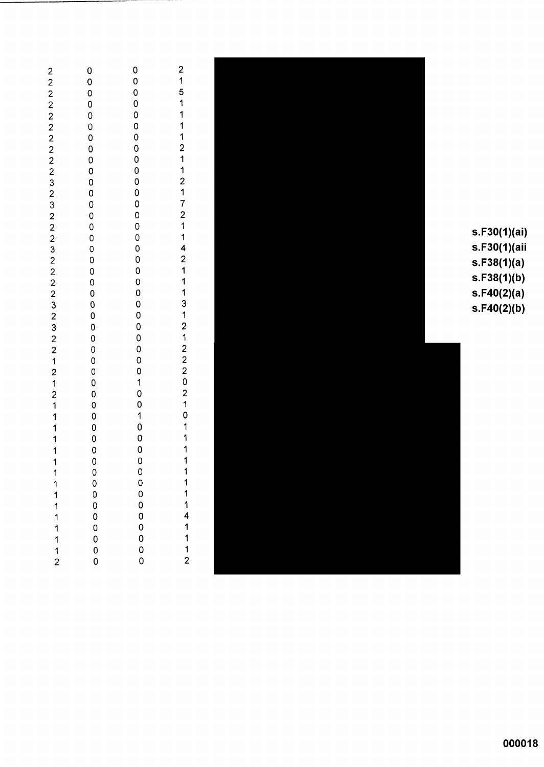| | | | |
|---|---|---|---|
| 2 | 0 | 0 | 2 |
| 2 | 0 | 0 | 1 |
| 2 | 0 | 0 | 5 |
| 2 | 0 | 0 | 1 |
| 2 | 0 | 0 | 1 |
| 2 | 0 | 0 | 1 |
| 2 | 0 | 0 | 1 |
| 2 | 0 | 0 | 2 |
| 2 | 0 | 0 | 1 |
| 2 | 0 | 0 | 1 |
| 3 | 0 | 0 | 2 |
| 2 | 0 | 0 | 1 |
| 3 | 0 | 0 | 7 |
| 2 | 0 | 0 | 2 |
| 2 | 0 | 0 | 1 |
| 2 | 0 | 0 | 1 |
| 3 | 0 | 0 | 4 |
| 2 | 0 | 0 | 2 |
| 2 | 0 | 0 | 1 |
| 2 | 0 | 0 | 1 |
| 2 | 0 | 0 | 1 |
| 3 | 0 | 0 | 3 |
| 2 | 0 | 0 | 1 |
| 3 | 0 | 0 | 2 |
| 2 | 0 | 0 | 1 |
| 2 | 0 | 0 | 2 |
| 1 | 0 | 0 | 2 |
| 2 | 0 | 0 | 2 |
| 1 | 0 | 1 | 0 |
| 2 | 0 | 0 | 2 |
| 1 | 0 | 0 | 1 |
| 1 | 0 | 1 | 0 |
| 1 | 0 | 0 | 1 |
| 1 | 0 | 0 | 1 |
| 1 | 0 | 0 | 1 |
| 1 | 0 | 0 | 1 |
| 1 | 0 | 0 | 1 |
| 1 | 0 | 0 | 1 |
| 1 | 0 | 0 | 1 |
| 1 | 0 | 0 | 1 |
| 1 | 0 | 0 | 4 |
| 1 | 0 | 0 | 1 |
| 1 | 0 | 0 | 1 |
| 1 | 0 | 0 | 1 |
| 2 | 0 | 0 | 2 |

**s.F30(1)(ai)**
**s.F30(1)(aii**
**s.F38(1)(a)**
**s.F38(1)(b)**
**s.F40(2)(a)**
**s.F40(2)(b)**

**000018**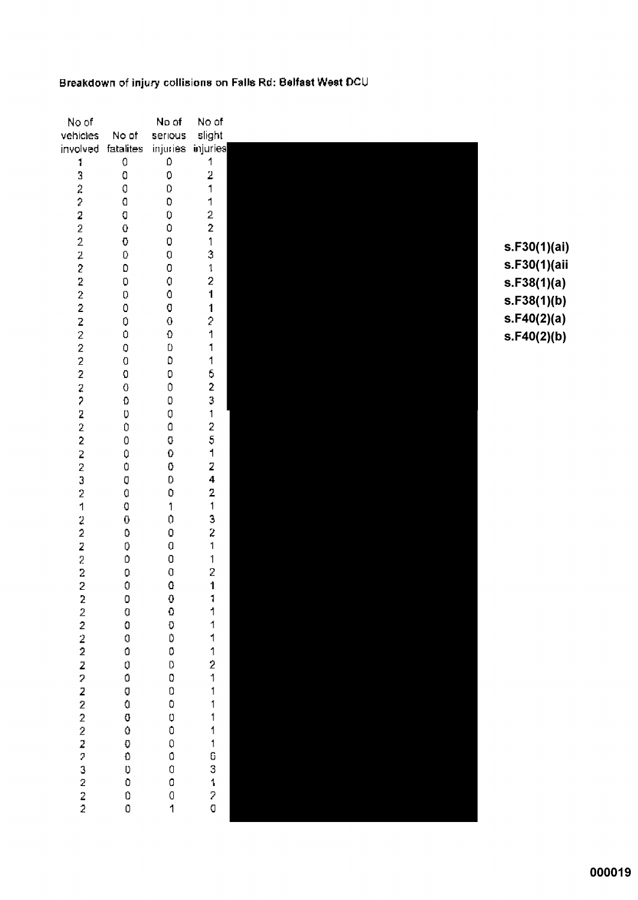Breakdown of injury collisions on Falls Rd: Belfast West DCU

| No of vehicles involved | No of fatalites | No of serious injuries | No of slight injuries |
|---|---|---|---|
| 1 | 0 | 0 | 1 |
| 3 | 0 | 0 | 2 |
| 2 | 0 | 0 | 1 |
| 2 | 0 | 0 | 1 |
| 2 | 0 | 0 | 2 |
| 2 | 0 | 0 | 2 |
| 2 | 0 | 0 | 1 |
| 2 | 0 | 0 | 3 |
| 2 | 0 | 0 | 1 |
| 2 | 0 | 0 | 2 |
| 2 | 0 | 0 | 1 |
| 2 | 0 | 0 | 1 |
| 2 | 0 | 0 | 2 |
| 2 | 0 | 0 | 1 |
| 2 | 0 | 0 | 1 |
| 2 | 0 | 0 | 1 |
| 2 | 0 | 0 | 5 |
| 2 | 0 | 0 | 2 |
| 2 | 0 | 0 | 3 |
| 2 | 0 | 0 | 1 |
| 2 | 0 | 0 | 2 |
| 2 | 0 | 0 | 5 |
| 2 | 0 | 0 | 1 |
| 2 | 0 | 0 | 2 |
| 3 | 0 | 0 | 4 |
| 2 | 0 | 0 | 2 |
| 1 | 0 | 1 | 1 |
| 2 | 0 | 0 | 3 |
| 2 | 0 | 0 | 2 |
| 2 | 0 | 0 | 1 |
| 2 | 0 | 0 | 1 |
| 2 | 0 | 0 | 2 |
| 2 | 0 | 0 | 1 |
| 2 | 0 | 0 | 1 |
| 2 | 0 | 0 | 1 |
| 2 | 0 | 0 | 1 |
| 2 | 0 | 0 | 1 |
| 2 | 0 | 0 | 1 |
| 2 | 0 | 0 | 2 |
| 2 | 0 | 0 | 1 |
| 2 | 0 | 0 | 1 |
| 2 | 0 | 0 | 1 |
| 2 | 0 | 0 | 1 |
| 2 | 0 | 0 | 1 |
| 2 | 0 | 0 | 1 |
| 2 | 0 | 0 | 6 |
| 3 | 0 | 0 | 3 |
| 2 | 0 | 0 | 1 |
| 2 | 0 | 0 | 2 |
| 2 | 0 | 1 | 0 |

s.F30(1)(ai)
s.F30(1)(aii
s.F38(1)(a)
s.F38(1)(b)
s.F40(2)(a)
s.F40(2)(b)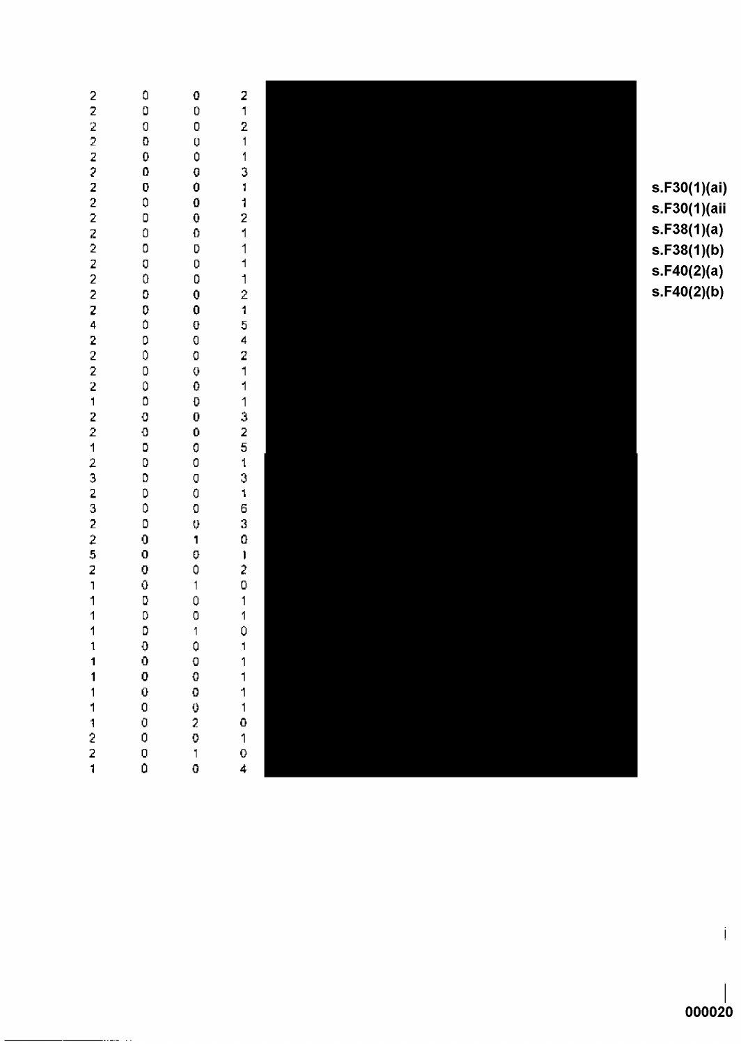| | | | |
|---|---|---|---|
| 2 | 0 | 0 | 2 |
| 2 | 0 | 0 | 1 |
| 2 | 0 | 0 | 2 |
| 2 | 0 | 0 | 1 |
| 2 | 0 | 0 | 1 |
| 2 | 0 | 0 | 3 |
| 2 | 0 | 0 | 1 |
| 2 | 0 | 0 | 1 |
| 2 | 0 | 0 | 2 |
| 2 | 0 | 0 | 1 |
| 2 | 0 | 0 | 1 |
| 2 | 0 | 0 | 1 |
| 2 | 0 | 0 | 1 |
| 2 | 0 | 0 | 2 |
| 2 | 0 | 0 | 1 |
| 4 | 0 | 0 | 5 |
| 2 | 0 | 0 | 4 |
| 2 | 0 | 0 | 2 |
| 2 | 0 | 0 | 1 |
| 2 | 0 | 0 | 1 |
| 1 | 0 | 0 | 1 |
| 2 | 0 | 0 | 3 |
| 2 | 0 | 0 | 2 |
| 1 | 0 | 0 | 5 |
| 2 | 0 | 0 | 1 |
| 3 | 0 | 0 | 3 |
| 2 | 0 | 0 | 1 |
| 3 | 0 | 0 | 6 |
| 2 | 0 | 0 | 3 |
| 2 | 0 | 1 | 0 |
| 5 | 0 | 0 | 1 |
| 2 | 0 | 0 | 2 |
| 1 | 0 | 1 | 0 |
| 1 | 0 | 0 | 1 |
| 1 | 0 | 0 | 1 |
| 1 | 0 | 1 | 0 |
| 1 | 0 | 0 | 1 |
| 1 | 0 | 0 | 1 |
| 1 | 0 | 0 | 1 |
| 1 | 0 | 0 | 1 |
| 1 | 0 | 0 | 1 |
| 1 | 0 | 2 | 0 |
| 2 | 0 | 0 | 1 |
| 2 | 0 | 1 | 0 |
| 1 | 0 | 0 | 4 |

s.F30(1)(ai)
s.F30(1)(aii
s.F38(1)(a)
s.F38(1)(b)
s.F40(2)(a)
s.F40(2)(b)

000020